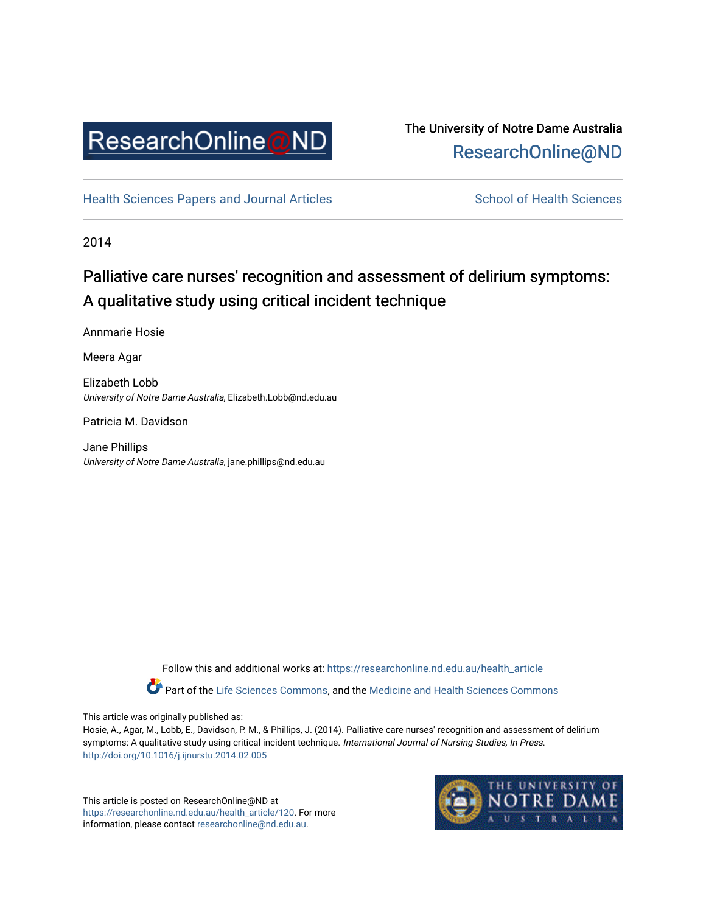ResearchOnline@ND

The University of Notre Dame Australia
ResearchOnline@ND

Health Sciences Papers and Journal Articles | School of Health Sciences

2014

# Palliative care nurses' recognition and assessment of delirium symptoms: A qualitative study using critical incident technique

Annmarie Hosie

Meera Agar

Elizabeth Lobb
*University of Notre Dame Australia*, Elizabeth.Lobb@nd.edu.au

Patricia M. Davidson

Jane Phillips
*University of Notre Dame Australia*, jane.phillips@nd.edu.au

Follow this and additional works at: https://researchonline.nd.edu.au/health_article

Part of the Life Sciences Commons, and the Medicine and Health Sciences Commons

This article was originally published as:
Hosie, A., Agar, M., Lobb, E., Davidson, P. M., & Phillips, J. (2014). Palliative care nurses' recognition and assessment of delirium symptoms: A qualitative study using critical incident technique. *International Journal of Nursing Studies, In Press*.
http://doi.org/10.1016/j.ijnurstu.2014.02.005

This article is posted on ResearchOnline@ND at https://researchonline.nd.edu.au/health_article/120. For more information, please contact researchonline@nd.edu.au.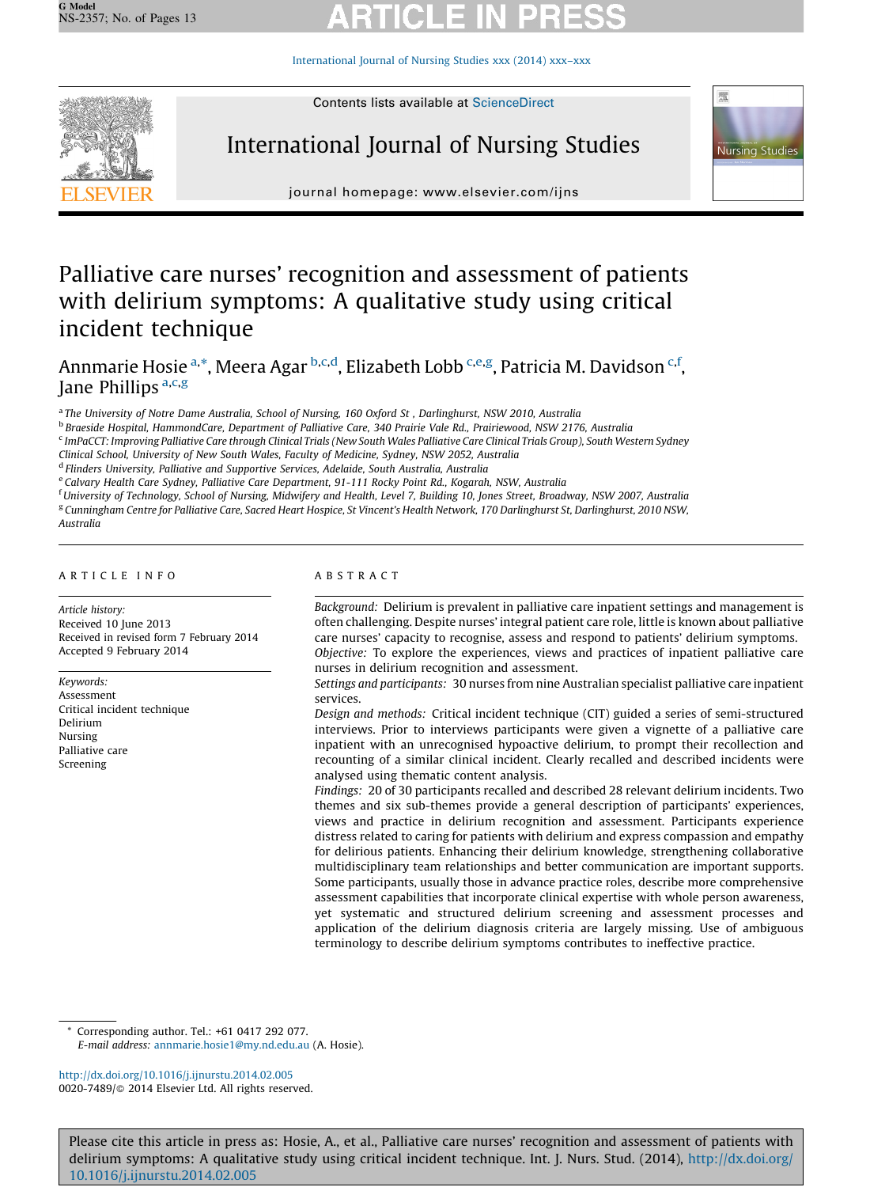# Palliative care nurses' recognition and assessment of patients with delirium symptoms: A qualitative study using critical incident technique

Annmarie Hosie[a,*], Meera Agar[b,c,d], Elizabeth Lobb[c,e,g], Patricia M. Davidson[c,f], Jane Phillips[a,c,g]

[a] The University of Notre Dame Australia, School of Nursing, 160 Oxford St , Darlinghurst, NSW 2010, Australia
[b] Braeside Hospital, HammondCare, Department of Palliative Care, 340 Prairie Vale Rd., Prairiewood, NSW 2176, Australia
[c] ImPaCCT: Improving Palliative Care through Clinical Trials (New South Wales Palliative Care Clinical Trials Group), South Western Sydney Clinical School, University of New South Wales, Faculty of Medicine, Sydney, NSW 2052, Australia
[d] Flinders University, Palliative and Supportive Services, Adelaide, South Australia, Australia
[e] Calvary Health Care Sydney, Palliative Care Department, 91-111 Rocky Point Rd., Kogarah, NSW, Australia
[f] University of Technology, School of Nursing, Midwifery and Health, Level 7, Building 10, Jones Street, Broadway, NSW 2007, Australia
[g] Cunningham Centre for Palliative Care, Sacred Heart Hospice, St Vincent's Health Network, 170 Darlinghurst St, Darlinghurst, 2010 NSW, Australia

## ARTICLE INFO

*Article history:*
Received 10 June 2013
Received in revised form 7 February 2014
Accepted 9 February 2014

*Keywords:*
Assessment
Critical incident technique
Delirium
Nursing
Palliative care
Screening

## ABSTRACT

*Background:* Delirium is prevalent in palliative care inpatient settings and management is often challenging. Despite nurses' integral patient care role, little is known about palliative care nurses' capacity to recognise, assess and respond to patients' delirium symptoms.

*Objective:* To explore the experiences, views and practices of inpatient palliative care nurses in delirium recognition and assessment.

*Settings and participants:* 30 nurses from nine Australian specialist palliative care inpatient services.

*Design and methods:* Critical incident technique (CIT) guided a series of semi-structured interviews. Prior to interviews participants were given a vignette of a palliative care inpatient with an unrecognised hypoactive delirium, to prompt their recollection and recounting of a similar clinical incident. Clearly recalled and described incidents were analysed using thematic content analysis.

*Findings:* 20 of 30 participants recalled and described 28 relevant delirium incidents. Two themes and six sub-themes provide a general description of participants' experiences, views and practice in delirium recognition and assessment. Participants experience distress related to caring for patients with delirium and express compassion and empathy for delirious patients. Enhancing their delirium knowledge, strengthening collaborative multidisciplinary team relationships and better communication are important supports. Some participants, usually those in advance practice roles, describe more comprehensive assessment capabilities that incorporate clinical expertise with whole person awareness, yet systematic and structured delirium screening and assessment processes and application of the delirium diagnosis criteria are largely missing. Use of ambiguous terminology to describe delirium symptoms contributes to ineffective practice.

\* Corresponding author. Tel.: +61 0417 292 077.
*E-mail address:* annmarie.hosie1@my.nd.edu.au (A. Hosie).

http://dx.doi.org/10.1016/j.ijnurstu.2014.02.005
0020-7489/© 2014 Elsevier Ltd. All rights reserved.

Please cite this article in press as: Hosie, A., et al., Palliative care nurses' recognition and assessment of patients with delirium symptoms: A qualitative study using critical incident technique. Int. J. Nurs. Stud. (2014), http://dx.doi.org/10.1016/j.ijnurstu.2014.02.005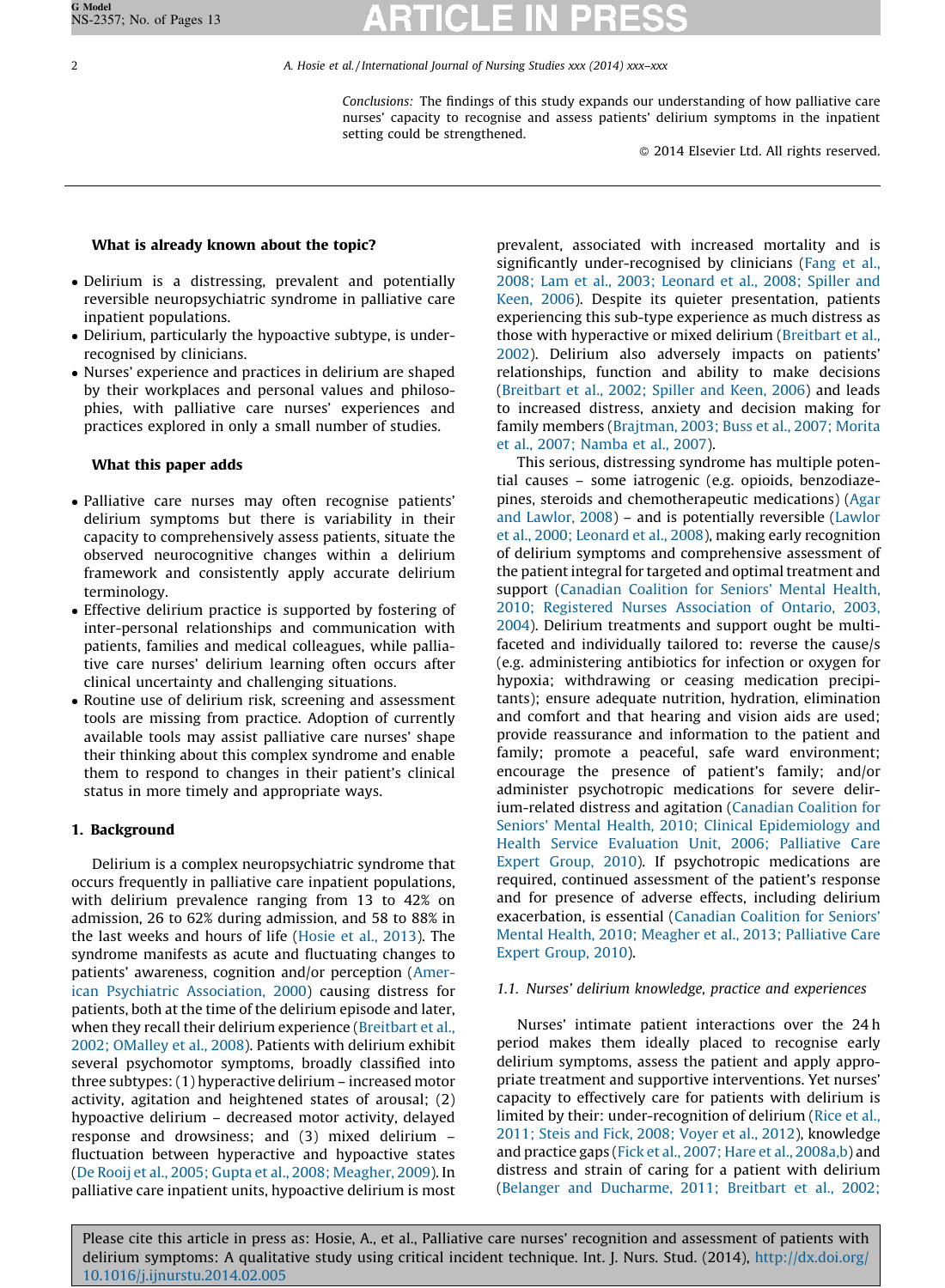*Conclusions:* The findings of this study expands our understanding of how palliative care nurses' capacity to recognise and assess patients' delirium symptoms in the inpatient setting could be strengthened.

© 2014 Elsevier Ltd. All rights reserved.

**What is already known about the topic?**

- Delirium is a distressing, prevalent and potentially reversible neuropsychiatric syndrome in palliative care inpatient populations.
- Delirium, particularly the hypoactive subtype, is under-recognised by clinicians.
- Nurses' experience and practices in delirium are shaped by their workplaces and personal values and philosophies, with palliative care nurses' experiences and practices explored in only a small number of studies.

**What this paper adds**

- Palliative care nurses may often recognise patients' delirium symptoms but there is variability in their capacity to comprehensively assess patients, situate the observed neurocognitive changes within a delirium framework and consistently apply accurate delirium terminology.
- Effective delirium practice is supported by fostering of inter-personal relationships and communication with patients, families and medical colleagues, while palliative care nurses' delirium learning often occurs after clinical uncertainty and challenging situations.
- Routine use of delirium risk, screening and assessment tools are missing from practice. Adoption of currently available tools may assist palliative care nurses' shape their thinking about this complex syndrome and enable them to respond to changes in their patient's clinical status in more timely and appropriate ways.

## 1. Background

Delirium is a complex neuropsychiatric syndrome that occurs frequently in palliative care inpatient populations, with delirium prevalence ranging from 13 to 42% on admission, 26 to 62% during admission, and 58 to 88% in the last weeks and hours of life (Hosie et al., 2013). The syndrome manifests as acute and fluctuating changes to patients' awareness, cognition and/or perception (American Psychiatric Association, 2000) causing distress for patients, both at the time of the delirium episode and later, when they recall their delirium experience (Breitbart et al., 2002; OMalley et al., 2008). Patients with delirium exhibit several psychomotor symptoms, broadly classified into three subtypes: (1) hyperactive delirium – increased motor activity, agitation and heightened states of arousal; (2) hypoactive delirium – decreased motor activity, delayed response and drowsiness; and (3) mixed delirium – fluctuation between hyperactive and hypoactive states (De Rooij et al., 2005; Gupta et al., 2008; Meagher, 2009). In palliative care inpatient units, hypoactive delirium is most prevalent, associated with increased mortality and is significantly under-recognised by clinicians (Fang et al., 2008; Lam et al., 2003; Leonard et al., 2008; Spiller and Keen, 2006). Despite its quieter presentation, patients experiencing this sub-type experience as much distress as those with hyperactive or mixed delirium (Breitbart et al., 2002). Delirium also adversely impacts on patients' relationships, function and ability to make decisions (Breitbart et al., 2002; Spiller and Keen, 2006) and leads to increased distress, anxiety and decision making for family members (Brajtman, 2003; Buss et al., 2007; Morita et al., 2007; Namba et al., 2007).

This serious, distressing syndrome has multiple potential causes – some iatrogenic (e.g. opioids, benzodiazepines, steroids and chemotherapeutic medications) (Agar and Lawlor, 2008) – and is potentially reversible (Lawlor et al., 2000; Leonard et al., 2008), making early recognition of delirium symptoms and comprehensive assessment of the patient integral for targeted and optimal treatment and support (Canadian Coalition for Seniors' Mental Health, 2010; Registered Nurses Association of Ontario, 2003, 2004). Delirium treatments and support ought be multi-faceted and individually tailored to: reverse the cause/s (e.g. administering antibiotics for infection or oxygen for hypoxia; withdrawing or ceasing medication precipitants); ensure adequate nutrition, hydration, elimination and comfort and that hearing and vision aids are used; provide reassurance and information to the patient and family; promote a peaceful, safe ward environment; encourage the presence of patient's family; and/or administer psychotropic medications for severe delirium-related distress and agitation (Canadian Coalition for Seniors' Mental Health, 2010; Clinical Epidemiology and Health Service Evaluation Unit, 2006; Palliative Care Expert Group, 2010). If psychotropic medications are required, continued assessment of the patient's response and for presence of adverse effects, including delirium exacerbation, is essential (Canadian Coalition for Seniors' Mental Health, 2010; Meagher et al., 2013; Palliative Care Expert Group, 2010).

### 1.1. Nurses' delirium knowledge, practice and experiences

Nurses' intimate patient interactions over the 24 h period makes them ideally placed to recognise early delirium symptoms, assess the patient and apply appropriate treatment and supportive interventions. Yet nurses' capacity to effectively care for patients with delirium is limited by their: under-recognition of delirium (Rice et al., 2011; Steis and Fick, 2008; Voyer et al., 2012), knowledge and practice gaps (Fick et al., 2007; Hare et al., 2008a,b) and distress and strain of caring for a patient with delirium (Belanger and Ducharme, 2011; Breitbart et al., 2002;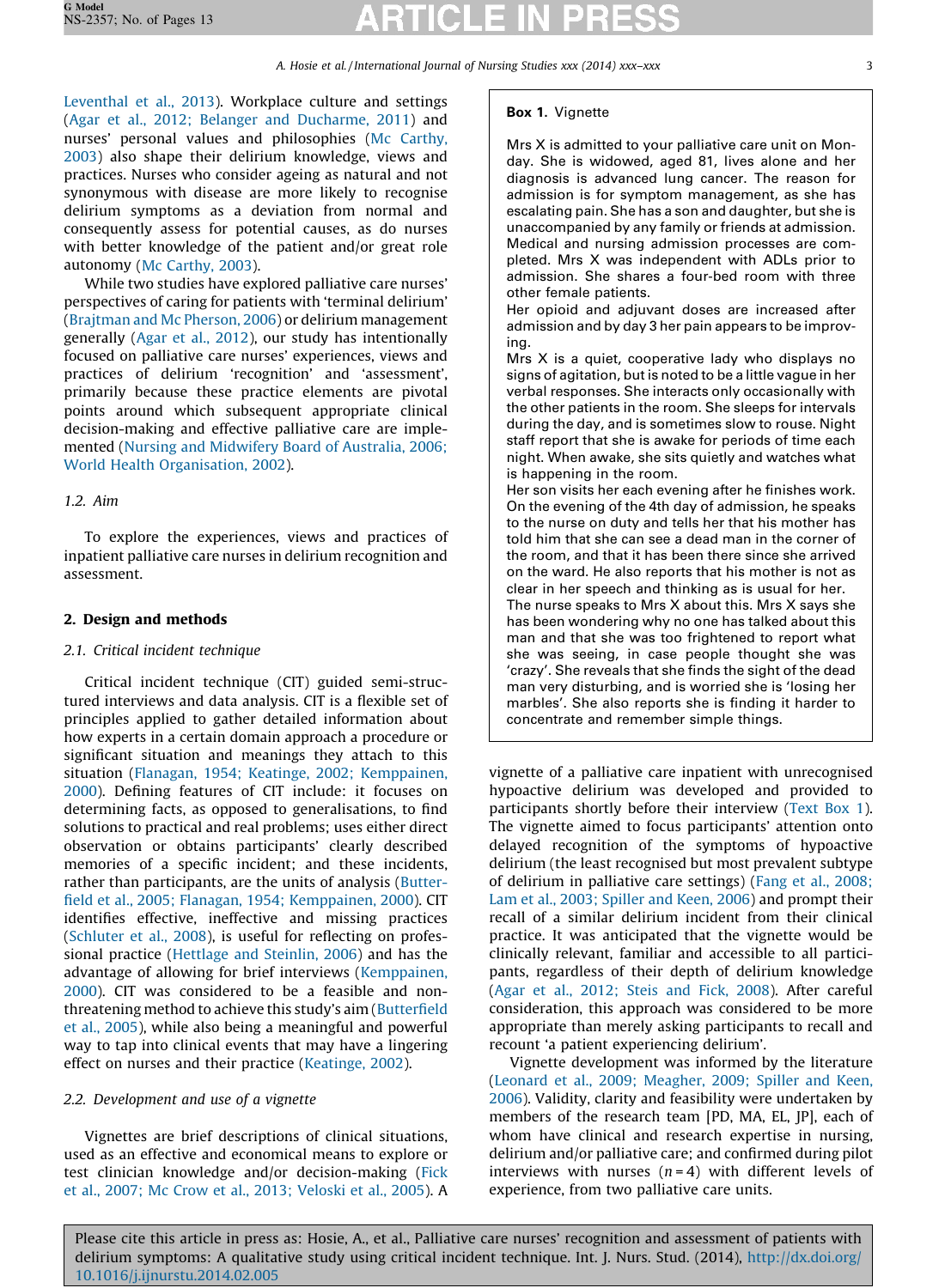Leventhal et al., 2013). Workplace culture and settings (Agar et al., 2012; Belanger and Ducharme, 2011) and nurses' personal values and philosophies (Mc Carthy, 2003) also shape their delirium knowledge, views and practices. Nurses who consider ageing as natural and not synonymous with disease are more likely to recognise delirium symptoms as a deviation from normal and consequently assess for potential causes, as do nurses with better knowledge of the patient and/or great role autonomy (Mc Carthy, 2003).

While two studies have explored palliative care nurses' perspectives of caring for patients with 'terminal delirium' (Brajtman and Mc Pherson, 2006) or delirium management generally (Agar et al., 2012), our study has intentionally focused on palliative care nurses' experiences, views and practices of delirium 'recognition' and 'assessment', primarily because these practice elements are pivotal points around which subsequent appropriate clinical decision-making and effective palliative care are implemented (Nursing and Midwifery Board of Australia, 2006; World Health Organisation, 2002).

### 1.2. Aim

To explore the experiences, views and practices of inpatient palliative care nurses in delirium recognition and assessment.

## 2. Design and methods

### 2.1. Critical incident technique

Critical incident technique (CIT) guided semi-structured interviews and data analysis. CIT is a flexible set of principles applied to gather detailed information about how experts in a certain domain approach a procedure or significant situation and meanings they attach to this situation (Flanagan, 1954; Keatinge, 2002; Kemppainen, 2000). Defining features of CIT include: it focuses on determining facts, as opposed to generalisations, to find solutions to practical and real problems; uses either direct observation or obtains participants' clearly described memories of a specific incident; and these incidents, rather than participants, are the units of analysis (Butterfield et al., 2005; Flanagan, 1954; Kemppainen, 2000). CIT identifies effective, ineffective and missing practices (Schluter et al., 2008), is useful for reflecting on professional practice (Hettlage and Steinlin, 2006) and has the advantage of allowing for brief interviews (Kemppainen, 2000). CIT was considered to be a feasible and non-threatening method to achieve this study's aim (Butterfield et al., 2005), while also being a meaningful and powerful way to tap into clinical events that may have a lingering effect on nurses and their practice (Keatinge, 2002).

### 2.2. Development and use of a vignette

Vignettes are brief descriptions of clinical situations, used as an effective and economical means to explore or test clinician knowledge and/or decision-making (Fick et al., 2007; Mc Crow et al., 2013; Veloski et al., 2005). A vignette of a palliative care inpatient with unrecognised hypoactive delirium was developed and provided to participants shortly before their interview (Text Box 1). The vignette aimed to focus participants' attention onto delayed recognition of the symptoms of hypoactive delirium (the least recognised but most prevalent subtype of delirium in palliative care settings) (Fang et al., 2008; Lam et al., 2003; Spiller and Keen, 2006) and prompt their recall of a similar delirium incident from their clinical practice. It was anticipated that the vignette would be clinically relevant, familiar and accessible to all participants, regardless of their depth of delirium knowledge (Agar et al., 2012; Steis and Fick, 2008). After careful consideration, this approach was considered to be more appropriate than merely asking participants to recall and recount 'a patient experiencing delirium'.

Vignette development was informed by the literature (Leonard et al., 2009; Meagher, 2009; Spiller and Keen, 2006). Validity, clarity and feasibility were undertaken by members of the research team [PD, MA, EL, JP], each of whom have clinical and research expertise in nursing, delirium and/or palliative care; and confirmed during pilot interviews with nurses ($n = 4$) with different levels of experience, from two palliative care units.

**Box 1.** Vignette

Mrs X is admitted to your palliative care unit on Monday. She is widowed, aged 81, lives alone and her diagnosis is advanced lung cancer. The reason for admission is for symptom management, as she has escalating pain. She has a son and daughter, but she is unaccompanied by any family or friends at admission. Medical and nursing admission processes are completed. Mrs X was independent with ADLs prior to admission. She shares a four-bed room with three other female patients.

Her opioid and adjuvant doses are increased after admission and by day 3 her pain appears to be improving.

Mrs X is a quiet, cooperative lady who displays no signs of agitation, but is noted to be a little vague in her verbal responses. She interacts only occasionally with the other patients in the room. She sleeps for intervals during the day, and is sometimes slow to rouse. Night staff report that she is awake for periods of time each night. When awake, she sits quietly and watches what is happening in the room.

Her son visits her each evening after he finishes work. On the evening of the 4th day of admission, he speaks to the nurse on duty and tells her that his mother has told him that she can see a dead man in the corner of the room, and that it has been there since she arrived on the ward. He also reports that his mother is not as clear in her speech and thinking as is usual for her.

The nurse speaks to Mrs X about this. Mrs X says she has been wondering why no one has talked about this man and that she was too frightened to report what she was seeing, in case people thought she was 'crazy'. She reveals that she finds the sight of the dead man very disturbing, and is worried she is 'losing her marbles'. She also reports she is finding it harder to concentrate and remember simple things.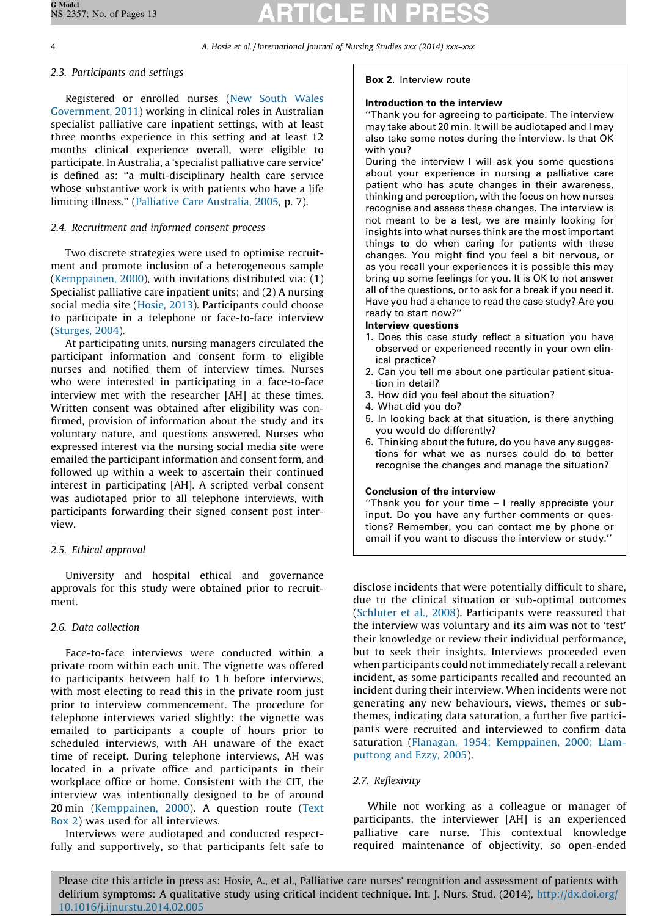### 2.3. Participants and settings

Registered or enrolled nurses (New South Wales Government, 2011) working in clinical roles in Australian specialist palliative care inpatient settings, with at least three months experience in this setting and at least 12 months clinical experience overall, were eligible to participate. In Australia, a 'specialist palliative care service' is defined as: "a multi-disciplinary health care service whose substantive work is with patients who have a life limiting illness." (Palliative Care Australia, 2005, p. 7).

### 2.4. Recruitment and informed consent process

Two discrete strategies were used to optimise recruitment and promote inclusion of a heterogeneous sample (Kemppainen, 2000), with invitations distributed via: (1) Specialist palliative care inpatient units; and (2) A nursing social media site (Hosie, 2013). Participants could choose to participate in a telephone or face-to-face interview (Sturges, 2004).

At participating units, nursing managers circulated the participant information and consent form to eligible nurses and notified them of interview times. Nurses who were interested in participating in a face-to-face interview met with the researcher [AH] at these times. Written consent was obtained after eligibility was confirmed, provision of information about the study and its voluntary nature, and questions answered. Nurses who expressed interest via the nursing social media site were emailed the participant information and consent form, and followed up within a week to ascertain their continued interest in participating [AH]. A scripted verbal consent was audiotaped prior to all telephone interviews, with participants forwarding their signed consent post interview.

### 2.5. Ethical approval

University and hospital ethical and governance approvals for this study were obtained prior to recruitment.

### 2.6. Data collection

Face-to-face interviews were conducted within a private room within each unit. The vignette was offered to participants between half to 1 h before interviews, with most electing to read this in the private room just prior to interview commencement. The procedure for telephone interviews varied slightly: the vignette was emailed to participants a couple of hours prior to scheduled interviews, with AH unaware of the exact time of receipt. During telephone interviews, AH was located in a private office and participants in their workplace office or home. Consistent with the CIT, the interview was intentionally designed to be of around 20 min (Kemppainen, 2000). A question route (Text Box 2) was used for all interviews.

Interviews were audiotaped and conducted respectfully and supportively, so that participants felt safe to disclose incidents that were potentially difficult to share, due to the clinical situation or sub-optimal outcomes (Schluter et al., 2008). Participants were reassured that the interview was voluntary and its aim was not to 'test' their knowledge or review their individual performance, but to seek their insights. Interviews proceeded even when participants could not immediately recall a relevant incident, as some participants recalled and recounted an incident during their interview. When incidents were not generating any new behaviours, views, themes or sub-themes, indicating data saturation, a further five participants were recruited and interviewed to confirm data saturation (Flanagan, 1954; Kemppainen, 2000; Liamputtong and Ezzy, 2005).

### 2.7. Reflexivity

While not working as a colleague or manager of participants, the interviewer [AH] is an experienced palliative care nurse. This contextual knowledge required maintenance of objectivity, so open-ended

---

**Box 2.** Interview route

**Introduction to the interview**

"Thank you for agreeing to participate. The interview may take about 20 min. It will be audiotaped and I may also take some notes during the interview. Is that OK with you?

During the interview I will ask you some questions about your experience in nursing a palliative care patient who has acute changes in their awareness, thinking and perception, with the focus on how nurses recognise and assess these changes. The interview is not meant to be a test, we are mainly looking for insights into what nurses think are the most important things to do when caring for patients with these changes. You might find you feel a bit nervous, or as you recall your experiences it is possible this may bring up some feelings for you. It is OK to not answer all of the questions, or to ask for a break if you need it. Have you had a chance to read the case study? Are you ready to start now?"

**Interview questions**

1. Does this case study reflect a situation you have observed or experienced recently in your own clinical practice?
2. Can you tell me about one particular patient situation in detail?
3. How did you feel about the situation?
4. What did you do?
5. In looking back at that situation, is there anything you would do differently?
6. Thinking about the future, do you have any suggestions for what we as nurses could do to better recognise the changes and manage the situation?

**Conclusion of the interview**

"Thank you for your time – I really appreciate your input. Do you have any further comments or questions? Remember, you can contact me by phone or email if you want to discuss the interview or study."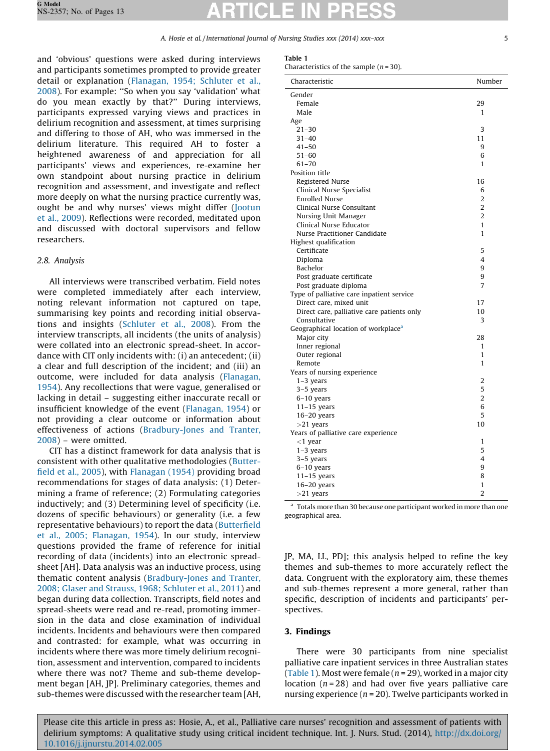and 'obvious' questions were asked during interviews and participants sometimes prompted to provide greater detail or explanation (Flanagan, 1954; Schluter et al., 2008). For example: "So when you say 'validation' what do you mean exactly by that?" During interviews, participants expressed varying views and practices in delirium recognition and assessment, at times surprising and differing to those of AH, who was immersed in the delirium literature. This required AH to foster a heightened awareness of and appreciation for all participants' views and experiences, re-examine her own standpoint about nursing practice in delirium recognition and assessment, and investigate and reflect more deeply on what the nursing practice currently was, ought be and why nurses' views might differ (Jootun et al., 2009). Reflections were recorded, meditated upon and discussed with doctoral supervisors and fellow researchers.

### 2.8. Analysis

All interviews were transcribed verbatim. Field notes were completed immediately after each interview, noting relevant information not captured on tape, summarising key points and recording initial observations and insights (Schluter et al., 2008). From the interview transcripts, all incidents (the units of analysis) were collated into an electronic spread-sheet. In accordance with CIT only incidents with: (i) an antecedent; (ii) a clear and full description of the incident; and (iii) an outcome, were included for data analysis (Flanagan, 1954). Any recollections that were vague, generalised or lacking in detail – suggesting either inaccurate recall or insufficient knowledge of the event (Flanagan, 1954) or not providing a clear outcome or information about effectiveness of actions (Bradbury-Jones and Tranter, 2008) – were omitted.

CIT has a distinct framework for data analysis that is consistent with other qualitative methodologies (Butterfield et al., 2005), with Flanagan (1954) providing broad recommendations for stages of data analysis: (1) Determining a frame of reference; (2) Formulating categories inductively; and (3) Determining level of specificity (i.e. dozens of specific behaviours) or generality (i.e. a few representative behaviours) to report the data (Butterfield et al., 2005; Flanagan, 1954). In our study, interview questions provided the frame of reference for initial recording of data (incidents) into an electronic spread-sheet [AH]. Data analysis was an inductive process, using thematic content analysis (Bradbury-Jones and Tranter, 2008; Glaser and Strauss, 1968; Schluter et al., 2011) and began during data collection. Transcripts, field notes and spread-sheets were read and re-read, promoting immersion in the data and close examination of individual incidents. Incidents and behaviours were then compared and contrasted: for example, what was occurring in incidents where there was more timely delirium recognition, assessment and intervention, compared to incidents where there was not? Theme and sub-theme development began [AH, JP]. Preliminary categories, themes and sub-themes were discussed with the researcher team [AH, JP, MA, LL, PD]; this analysis helped to refine the key themes and sub-themes to more accurately reflect the data. Congruent with the exploratory aim, these themes and sub-themes represent a more general, rather than specific, description of incidents and participants' perspectives.

**Table 1**
Characteristics of the sample (n = 30).

| Characteristic | Number |
|---|---|
| Gender | |
| Female | 29 |
| Male | 1 |
| Age | |
| 21–30 | 3 |
| 31–40 | 11 |
| 41–50 | 9 |
| 51–60 | 6 |
| 61–70 | 1 |
| Position title | |
| Registered Nurse | 16 |
| Clinical Nurse Specialist | 6 |
| Enrolled Nurse | 2 |
| Clinical Nurse Consultant | 2 |
| Nursing Unit Manager | 2 |
| Clinical Nurse Educator | 1 |
| Nurse Practitioner Candidate | 1 |
| Highest qualification | |
| Certificate | 5 |
| Diploma | 4 |
| Bachelor | 9 |
| Post graduate certificate | 9 |
| Post graduate diploma | 7 |
| Type of palliative care inpatient service | |
| Direct care, mixed unit | 17 |
| Direct care, palliative care patients only | 10 |
| Consultative | 3 |
| Geographical location of workplace[a] | |
| Major city | 28 |
| Inner regional | 1 |
| Outer regional | 1 |
| Remote | 1 |
| Years of nursing experience | |
| 1–3 years | 2 |
| 3–5 years | 5 |
| 6–10 years | 2 |
| 11–15 years | 6 |
| 16–20 years | 5 |
| >21 years | 10 |
| Years of palliative care experience | |
| <1 year | 1 |
| 1–3 years | 5 |
| 3–5 years | 4 |
| 6–10 years | 9 |
| 11–15 years | 8 |
| 16–20 years | 1 |
| >21 years | 2 |

[a] Totals more than 30 because one participant worked in more than one geographical area.

## 3. Findings

There were 30 participants from nine specialist palliative care inpatient services in three Australian states (Table 1). Most were female (n = 29), worked in a major city location (n = 28) and had over five years palliative care nursing experience (n = 20). Twelve participants worked in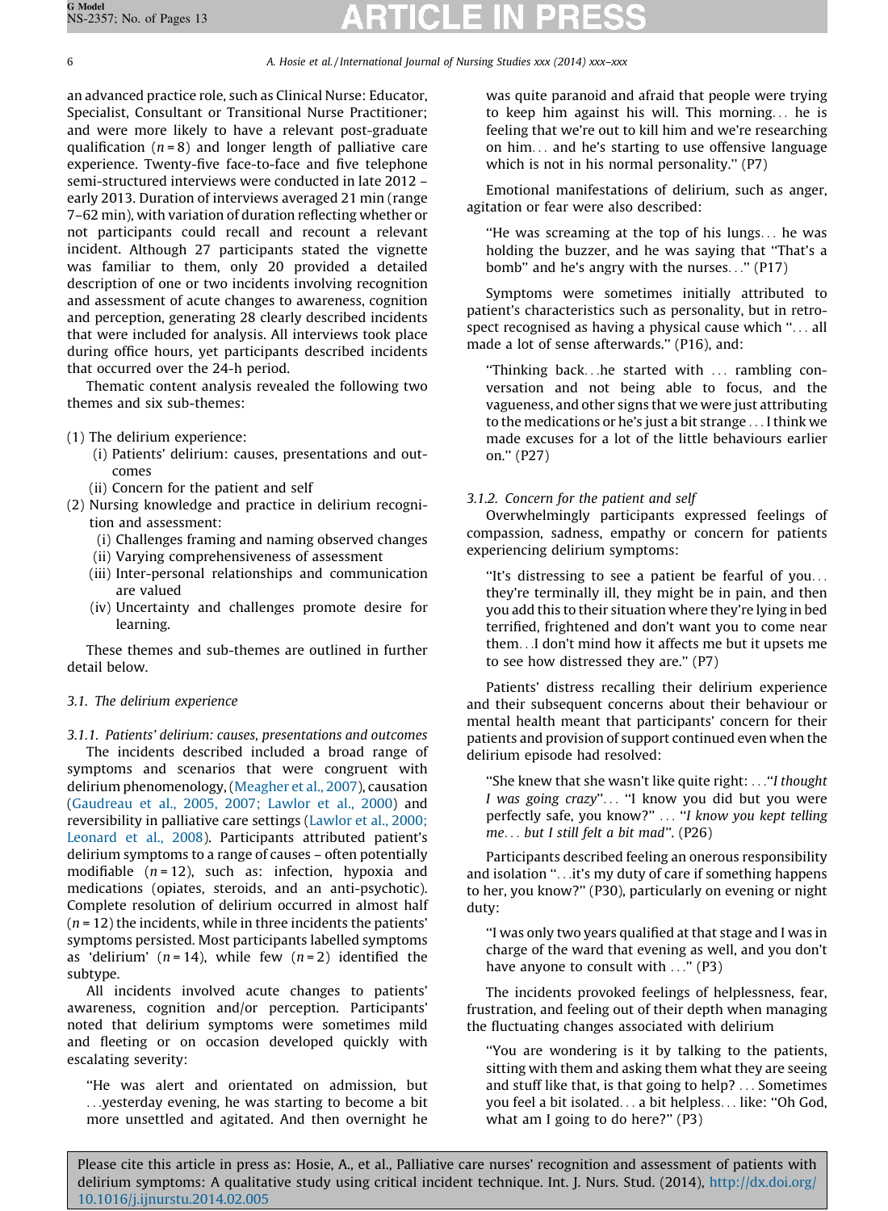an advanced practice role, such as Clinical Nurse: Educator, Specialist, Consultant or Transitional Nurse Practitioner; and were more likely to have a relevant post-graduate qualification ($n = 8$) and longer length of palliative care experience. Twenty-five face-to-face and five telephone semi-structured interviews were conducted in late 2012 – early 2013. Duration of interviews averaged 21 min (range 7–62 min), with variation of duration reflecting whether or not participants could recall and recount a relevant incident. Although 27 participants stated the vignette was familiar to them, only 20 provided a detailed description of one or two incidents involving recognition and assessment of acute changes to awareness, cognition and perception, generating 28 clearly described incidents that were included for analysis. All interviews took place during office hours, yet participants described incidents that occurred over the 24-h period.

Thematic content analysis revealed the following two themes and six sub-themes:

(1) The delirium experience:
   (i) Patients' delirium: causes, presentations and outcomes
   (ii) Concern for the patient and self
(2) Nursing knowledge and practice in delirium recognition and assessment:
   (i) Challenges framing and naming observed changes
   (ii) Varying comprehensiveness of assessment
   (iii) Inter-personal relationships and communication are valued
   (iv) Uncertainty and challenges promote desire for learning.

These themes and sub-themes are outlined in further detail below.

### 3.1. The delirium experience

#### 3.1.1. Patients' delirium: causes, presentations and outcomes

The incidents described included a broad range of symptoms and scenarios that were congruent with delirium phenomenology, (Meagher et al., 2007), causation (Gaudreau et al., 2005, 2007; Lawlor et al., 2000) and reversibility in palliative care settings (Lawlor et al., 2000; Leonard et al., 2008). Participants attributed patient's delirium symptoms to a range of causes – often potentially modifiable ($n = 12$), such as: infection, hypoxia and medications (opiates, steroids, and an anti-psychotic). Complete resolution of delirium occurred in almost half ($n = 12$) the incidents, while in three incidents the patients' symptoms persisted. Most participants labelled symptoms as 'delirium' ($n = 14$), while few ($n = 2$) identified the subtype.

All incidents involved acute changes to patients' awareness, cognition and/or perception. Participants' noted that delirium symptoms were sometimes mild and fleeting or on occasion developed quickly with escalating severity:

> "He was alert and orientated on admission, but …yesterday evening, he was starting to become a bit more unsettled and agitated. And then overnight he was quite paranoid and afraid that people were trying to keep him against his will. This morning… he is feeling that we're out to kill him and we're researching on him… and he's starting to use offensive language which is not in his normal personality." (P7)

Emotional manifestations of delirium, such as anger, agitation or fear were also described:

> "He was screaming at the top of his lungs… he was holding the buzzer, and he was saying that "That's a bomb" and he's angry with the nurses…" (P17)

Symptoms were sometimes initially attributed to patient's characteristics such as personality, but in retrospect recognised as having a physical cause which "… all made a lot of sense afterwards." (P16), and:

> "Thinking back…he started with … rambling conversation and not being able to focus, and the vagueness, and other signs that we were just attributing to the medications or he's just a bit strange … I think we made excuses for a lot of the little behaviours earlier on." (P27)

#### 3.1.2. Concern for the patient and self

Overwhelmingly participants expressed feelings of compassion, sadness, empathy or concern for patients experiencing delirium symptoms:

> "It's distressing to see a patient be fearful of you… they're terminally ill, they might be in pain, and then you add this to their situation where they're lying in bed terrified, frightened and don't want you to come near them…I don't mind how it affects me but it upsets me to see how distressed they are." (P7)

Patients' distress recalling their delirium experience and their subsequent concerns about their behaviour or mental health meant that participants' concern for their patients and provision of support continued even when the delirium episode had resolved:

> "She knew that she wasn't like quite right: …"*I thought I was going crazy*"… "I know you did but you were perfectly safe, you know?" … "*I know you kept telling me… but I still felt a bit mad*". (P26)

Participants described feeling an onerous responsibility and isolation "…it's my duty of care if something happens to her, you know?" (P30), particularly on evening or night duty:

> "I was only two years qualified at that stage and I was in charge of the ward that evening as well, and you don't have anyone to consult with …" (P3)

The incidents provoked feelings of helplessness, fear, frustration, and feeling out of their depth when managing the fluctuating changes associated with delirium

> "You are wondering is it by talking to the patients, sitting with them and asking them what they are seeing and stuff like that, is that going to help? … Sometimes you feel a bit isolated… a bit helpless… like: "Oh God, what am I going to do here?" (P3)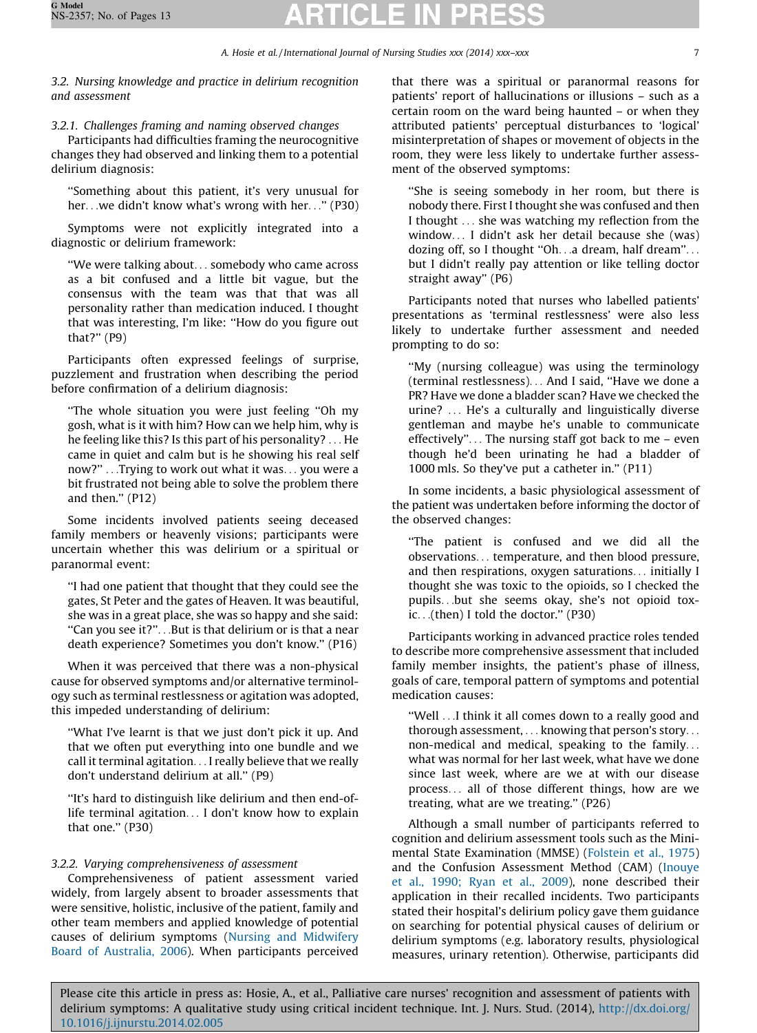### 3.2. Nursing knowledge and practice in delirium recognition and assessment

#### 3.2.1. Challenges framing and naming observed changes

Participants had difficulties framing the neurocognitive changes they had observed and linking them to a potential delirium diagnosis:

> "Something about this patient, it's very unusual for her...we didn't know what's wrong with her..." (P30)

Symptoms were not explicitly integrated into a diagnostic or delirium framework:

> "We were talking about... somebody who came across as a bit confused and a little bit vague, but the consensus with the team was that that was all personality rather than medication induced. I thought that was interesting, I'm like: "How do you figure out that?" (P9)

Participants often expressed feelings of surprise, puzzlement and frustration when describing the period before confirmation of a delirium diagnosis:

> "The whole situation you were just feeling "Oh my gosh, what is it with him? How can we help him, why is he feeling like this? Is this part of his personality? ... He came in quiet and calm but is he showing his real self now?" ...Trying to work out what it was... you were a bit frustrated not being able to solve the problem there and then." (P12)

Some incidents involved patients seeing deceased family members or heavenly visions; participants were uncertain whether this was delirium or a spiritual or paranormal event:

> "I had one patient that thought that they could see the gates, St Peter and the gates of Heaven. It was beautiful, she was in a great place, she was so happy and she said: "Can you see it?"...But is that delirium or is that a near death experience? Sometimes you don't know." (P16)

When it was perceived that there was a non-physical cause for observed symptoms and/or alternative terminology such as terminal restlessness or agitation was adopted, this impeded understanding of delirium:

> "What I've learnt is that we just don't pick it up. And that we often put everything into one bundle and we call it terminal agitation... I really believe that we really don't understand delirium at all." (P9)

> "It's hard to distinguish like delirium and then end-of-life terminal agitation... I don't know how to explain that one." (P30)

#### 3.2.2. Varying comprehensiveness of assessment

Comprehensiveness of patient assessment varied widely, from largely absent to broader assessments that were sensitive, holistic, inclusive of the patient, family and other team members and applied knowledge of potential causes of delirium symptoms (Nursing and Midwifery Board of Australia, 2006). When participants perceived that there was a spiritual or paranormal reasons for patients' report of hallucinations or illusions – such as a certain room on the ward being haunted – or when they attributed patients' perceptual disturbances to 'logical' misinterpretation of shapes or movement of objects in the room, they were less likely to undertake further assessment of the observed symptoms:

> "She is seeing somebody in her room, but there is nobody there. First I thought she was confused and then I thought ... she was watching my reflection from the window... I didn't ask her detail because she (was) dozing off, so I thought "Oh...a dream, half dream"... but I didn't really pay attention or like telling doctor straight away" (P6)

Participants noted that nurses who labelled patients' presentations as 'terminal restlessness' were also less likely to undertake further assessment and needed prompting to do so:

> "My (nursing colleague) was using the terminology (terminal restlessness)... And I said, "Have we done a PR? Have we done a bladder scan? Have we checked the urine? ... He's a culturally and linguistically diverse gentleman and maybe he's unable to communicate effectively"... The nursing staff got back to me – even though he'd been urinating he had a bladder of 1000 mls. So they've put a catheter in." (P11)

In some incidents, a basic physiological assessment of the patient was undertaken before informing the doctor of the observed changes:

> "The patient is confused and we did all the observations... temperature, and then blood pressure, and then respirations, oxygen saturations... initially I thought she was toxic to the opioids, so I checked the pupils...but she seems okay, she's not opioid toxic...(then) I told the doctor." (P30)

Participants working in advanced practice roles tended to describe more comprehensive assessment that included family member insights, the patient's phase of illness, goals of care, temporal pattern of symptoms and potential medication causes:

> "Well ...I think it all comes down to a really good and thorough assessment, ... knowing that person's story... non-medical and medical, speaking to the family... what was normal for her last week, what have we done since last week, where are we at with our disease process... all of those different things, how are we treating, what are we treating." (P26)

Although a small number of participants referred to cognition and delirium assessment tools such as the Mini-mental State Examination (MMSE) (Folstein et al., 1975) and the Confusion Assessment Method (CAM) (Inouye et al., 1990; Ryan et al., 2009), none described their application in their recalled incidents. Two participants stated their hospital's delirium policy gave them guidance on searching for potential physical causes of delirium or delirium symptoms (e.g. laboratory results, physiological measures, urinary retention). Otherwise, participants did

Please cite this article in press as: Hosie, A., et al., Palliative care nurses' recognition and assessment of patients with delirium symptoms: A qualitative study using critical incident technique. Int. J. Nurs. Stud. (2014), http://dx.doi.org/10.1016/j.ijnurstu.2014.02.005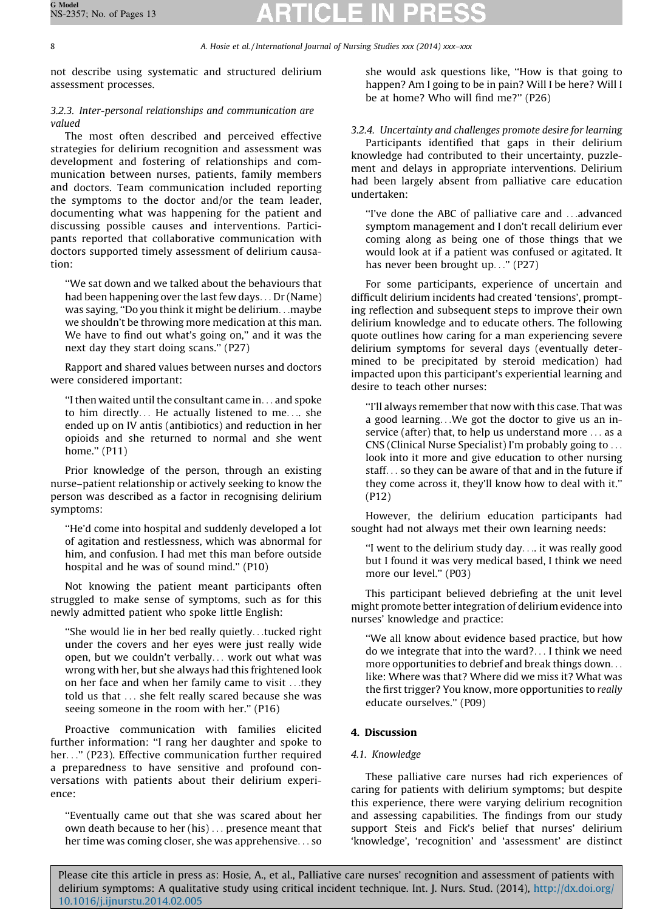not describe using systematic and structured delirium assessment processes.

### 3.2.3. Inter-personal relationships and communication are valued

The most often described and perceived effective strategies for delirium recognition and assessment was development and fostering of relationships and communication between nurses, patients, family members and doctors. Team communication included reporting the symptoms to the doctor and/or the team leader, documenting what was happening for the patient and discussing possible causes and interventions. Participants reported that collaborative communication with doctors supported timely assessment of delirium causation:

> "We sat down and we talked about the behaviours that had been happening over the last few days... Dr (Name) was saying, "Do you think it might be delirium...maybe we shouldn't be throwing more medication at this man. We have to find out what's going on," and it was the next day they start doing scans." (P27)

Rapport and shared values between nurses and doctors were considered important:

> "I then waited until the consultant came in... and spoke to him directly... He actually listened to me.... she ended up on IV antis (antibiotics) and reduction in her opioids and she returned to normal and she went home." (P11)

Prior knowledge of the person, through an existing nurse–patient relationship or actively seeking to know the person was described as a factor in recognising delirium symptoms:

> "He'd come into hospital and suddenly developed a lot of agitation and restlessness, which was abnormal for him, and confusion. I had met this man before outside hospital and he was of sound mind." (P10)

Not knowing the patient meant participants often struggled to make sense of symptoms, such as for this newly admitted patient who spoke little English:

> "She would lie in her bed really quietly...tucked right under the covers and her eyes were just really wide open, but we couldn't verbally... work out what was wrong with her, but she always had this frightened look on her face and when her family came to visit ...they told us that ... she felt really scared because she was seeing someone in the room with her." (P16)

Proactive communication with families elicited further information: "I rang her daughter and spoke to her..." (P23). Effective communication further required a preparedness to have sensitive and profound conversations with patients about their delirium experience:

> "Eventually came out that she was scared about her own death because to her (his) ... presence meant that her time was coming closer, she was apprehensive... so she would ask questions like, "How is that going to happen? Am I going to be in pain? Will I be here? Will I be at home? Who will find me?" (P26)

### 3.2.4. Uncertainty and challenges promote desire for learning

Participants identified that gaps in their delirium knowledge had contributed to their uncertainty, puzzlement and delays in appropriate interventions. Delirium had been largely absent from palliative care education undertaken:

> "I've done the ABC of palliative care and ...advanced symptom management and I don't recall delirium ever coming along as being one of those things that we would look at if a patient was confused or agitated. It has never been brought up..." (P27)

For some participants, experience of uncertain and difficult delirium incidents had created 'tensions', prompting reflection and subsequent steps to improve their own delirium knowledge and to educate others. The following quote outlines how caring for a man experiencing severe delirium symptoms for several days (eventually determined to be precipitated by steroid medication) had impacted upon this participant's experiential learning and desire to teach other nurses:

> "I'll always remember that now with this case. That was a good learning...We got the doctor to give us an in-service (after) that, to help us understand more ... as a CNS (Clinical Nurse Specialist) I'm probably going to ... look into it more and give education to other nursing staff... so they can be aware of that and in the future if they come across it, they'll know how to deal with it." (P12)

However, the delirium education participants had sought had not always met their own learning needs:

> "I went to the delirium study day.... it was really good but I found it was very medical based, I think we need more our level." (P03)

This participant believed debriefing at the unit level might promote better integration of delirium evidence into nurses' knowledge and practice:

> "We all know about evidence based practice, but how do we integrate that into the ward?... I think we need more opportunities to debrief and break things down... like: Where was that? Where did we miss it? What was the first trigger? You know, more opportunities to *really* educate ourselves." (P09)

## 4. Discussion

### 4.1. Knowledge

These palliative care nurses had rich experiences of caring for patients with delirium symptoms; but despite this experience, there were varying delirium recognition and assessing capabilities. The findings from our study support Steis and Fick's belief that nurses' delirium 'knowledge', 'recognition' and 'assessment' are distinct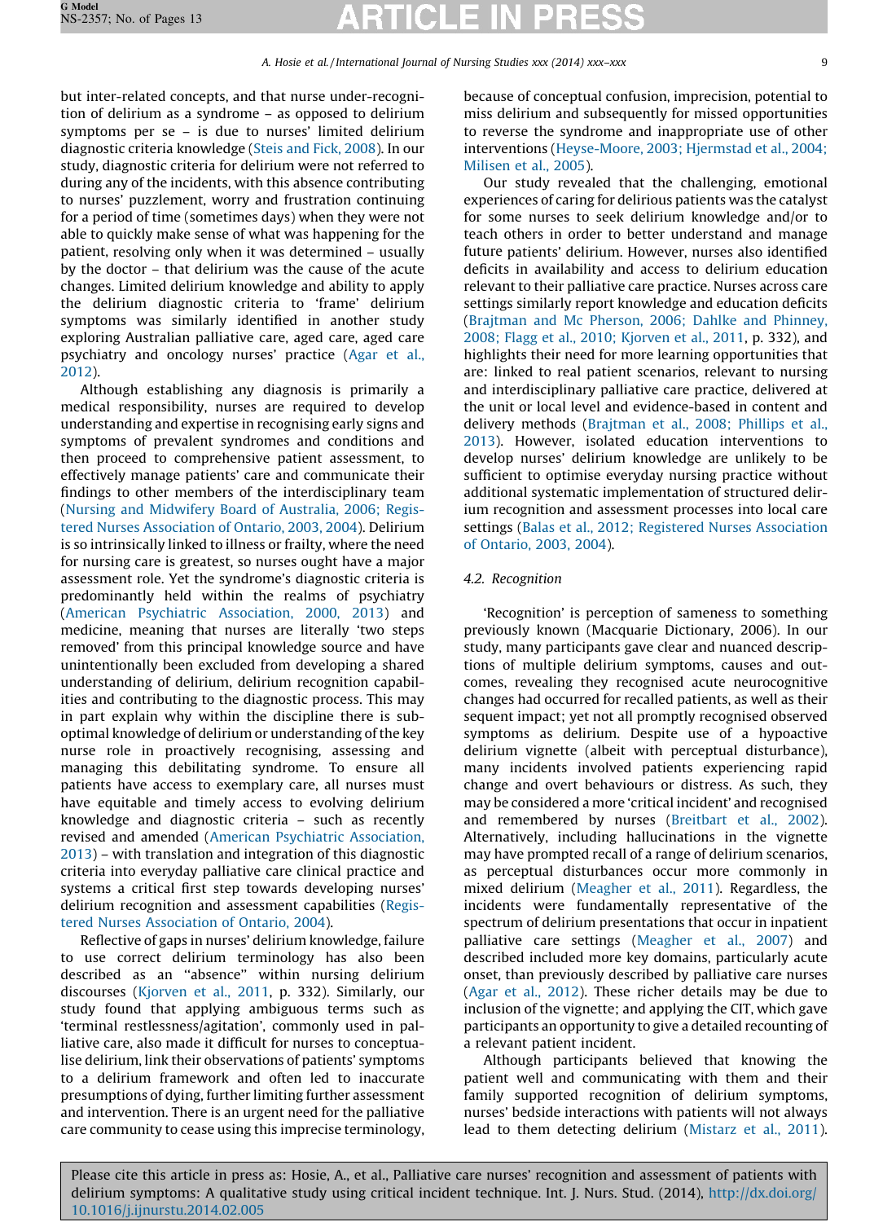but inter-related concepts, and that nurse under-recognition of delirium as a syndrome – as opposed to delirium symptoms per se – is due to nurses' limited delirium diagnostic criteria knowledge (Steis and Fick, 2008). In our study, diagnostic criteria for delirium were not referred to during any of the incidents, with this absence contributing to nurses' puzzlement, worry and frustration continuing for a period of time (sometimes days) when they were not able to quickly make sense of what was happening for the patient, resolving only when it was determined – usually by the doctor – that delirium was the cause of the acute changes. Limited delirium knowledge and ability to apply the delirium diagnostic criteria to 'frame' delirium symptoms was similarly identified in another study exploring Australian palliative care, aged care, aged care psychiatry and oncology nurses' practice (Agar et al., 2012).

Although establishing any diagnosis is primarily a medical responsibility, nurses are required to develop understanding and expertise in recognising early signs and symptoms of prevalent syndromes and conditions and then proceed to comprehensive patient assessment, to effectively manage patients' care and communicate their findings to other members of the interdisciplinary team (Nursing and Midwifery Board of Australia, 2006; Registered Nurses Association of Ontario, 2003, 2004). Delirium is so intrinsically linked to illness or frailty, where the need for nursing care is greatest, so nurses ought have a major assessment role. Yet the syndrome's diagnostic criteria is predominantly held within the realms of psychiatry (American Psychiatric Association, 2000, 2013) and medicine, meaning that nurses are literally 'two steps removed' from this principal knowledge source and have unintentionally been excluded from developing a shared understanding of delirium, delirium recognition capabilities and contributing to the diagnostic process. This may in part explain why within the discipline there is sub-optimal knowledge of delirium or understanding of the key nurse role in proactively recognising, assessing and managing this debilitating syndrome. To ensure all patients have access to exemplary care, all nurses must have equitable and timely access to evolving delirium knowledge and diagnostic criteria – such as recently revised and amended (American Psychiatric Association, 2013) – with translation and integration of this diagnostic criteria into everyday palliative care clinical practice and systems a critical first step towards developing nurses' delirium recognition and assessment capabilities (Registered Nurses Association of Ontario, 2004).

Reflective of gaps in nurses' delirium knowledge, failure to use correct delirium terminology has also been described as an "absence" within nursing delirium discourses (Kjorven et al., 2011, p. 332). Similarly, our study found that applying ambiguous terms such as 'terminal restlessness/agitation', commonly used in palliative care, also made it difficult for nurses to conceptualise delirium, link their observations of patients' symptoms to a delirium framework and often led to inaccurate presumptions of dying, further limiting further assessment and intervention. There is an urgent need for the palliative care community to cease using this imprecise terminology, because of conceptual confusion, imprecision, potential to miss delirium and subsequently for missed opportunities to reverse the syndrome and inappropriate use of other interventions (Heyse-Moore, 2003; Hjermstad et al., 2004; Milisen et al., 2005).

Our study revealed that the challenging, emotional experiences of caring for delirious patients was the catalyst for some nurses to seek delirium knowledge and/or to teach others in order to better understand and manage future patients' delirium. However, nurses also identified deficits in availability and access to delirium education relevant to their palliative care practice. Nurses across care settings similarly report knowledge and education deficits (Brajtman and Mc Pherson, 2006; Dahlke and Phinney, 2008; Flagg et al., 2010; Kjorven et al., 2011, p. 332), and highlights their need for more learning opportunities that are: linked to real patient scenarios, relevant to nursing and interdisciplinary palliative care practice, delivered at the unit or local level and evidence-based in content and delivery methods (Brajtman et al., 2008; Phillips et al., 2013). However, isolated education interventions to develop nurses' delirium knowledge are unlikely to be sufficient to optimise everyday nursing practice without additional systematic implementation of structured delirium recognition and assessment processes into local care settings (Balas et al., 2012; Registered Nurses Association of Ontario, 2003, 2004).

### 4.2. Recognition

'Recognition' is perception of sameness to something previously known (Macquarie Dictionary, 2006). In our study, many participants gave clear and nuanced descriptions of multiple delirium symptoms, causes and outcomes, revealing they recognised acute neurocognitive changes had occurred for recalled patients, as well as their sequent impact; yet not all promptly recognised observed symptoms as delirium. Despite use of a hypoactive delirium vignette (albeit with perceptual disturbance), many incidents involved patients experiencing rapid change and overt behaviours or distress. As such, they may be considered a more 'critical incident' and recognised and remembered by nurses (Breitbart et al., 2002). Alternatively, including hallucinations in the vignette may have prompted recall of a range of delirium scenarios, as perceptual disturbances occur more commonly in mixed delirium (Meagher et al., 2011). Regardless, the incidents were fundamentally representative of the spectrum of delirium presentations that occur in inpatient palliative care settings (Meagher et al., 2007) and described included more key domains, particularly acute onset, than previously described by palliative care nurses (Agar et al., 2012). These richer details may be due to inclusion of the vignette; and applying the CIT, which gave participants an opportunity to give a detailed recounting of a relevant patient incident.

Although participants believed that knowing the patient well and communicating with them and their family supported recognition of delirium symptoms, nurses' bedside interactions with patients will not always lead to them detecting delirium (Mistarz et al., 2011).

Please cite this article in press as: Hosie, A., et al., Palliative care nurses' recognition and assessment of patients with delirium symptoms: A qualitative study using critical incident technique. Int. J. Nurs. Stud. (2014), http://dx.doi.org/10.1016/j.ijnurstu.2014.02.005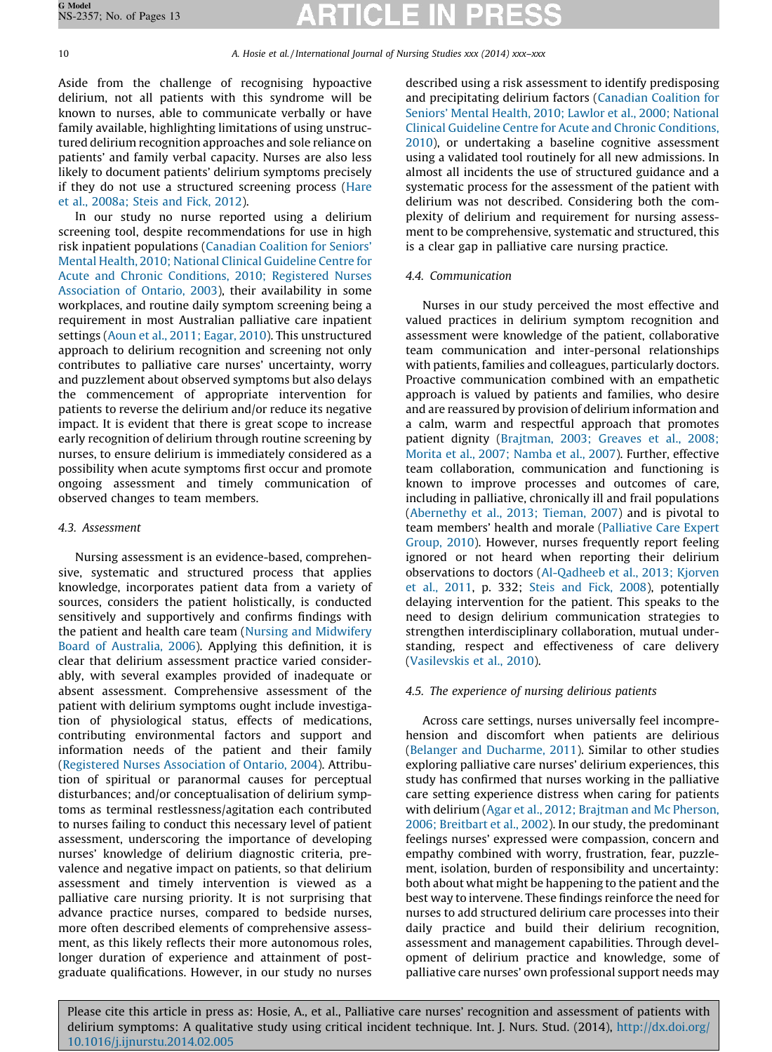Aside from the challenge of recognising hypoactive delirium, not all patients with this syndrome will be known to nurses, able to communicate verbally or have family available, highlighting limitations of using unstructured delirium recognition approaches and sole reliance on patients' and family verbal capacity. Nurses are also less likely to document patients' delirium symptoms precisely if they do not use a structured screening process (Hare et al., 2008a; Steis and Fick, 2012).

In our study no nurse reported using a delirium screening tool, despite recommendations for use in high risk inpatient populations (Canadian Coalition for Seniors' Mental Health, 2010; National Clinical Guideline Centre for Acute and Chronic Conditions, 2010; Registered Nurses Association of Ontario, 2003), their availability in some workplaces, and routine daily symptom screening being a requirement in most Australian palliative care inpatient settings (Aoun et al., 2011; Eagar, 2010). This unstructured approach to delirium recognition and screening not only contributes to palliative care nurses' uncertainty, worry and puzzlement about observed symptoms but also delays the commencement of appropriate intervention for patients to reverse the delirium and/or reduce its negative impact. It is evident that there is great scope to increase early recognition of delirium through routine screening by nurses, to ensure delirium is immediately considered as a possibility when acute symptoms first occur and promote ongoing assessment and timely communication of observed changes to team members.

### 4.3. Assessment

Nursing assessment is an evidence-based, comprehensive, systematic and structured process that applies knowledge, incorporates patient data from a variety of sources, considers the patient holistically, is conducted sensitively and supportively and confirms findings with the patient and health care team (Nursing and Midwifery Board of Australia, 2006). Applying this definition, it is clear that delirium assessment practice varied considerably, with several examples provided of inadequate or absent assessment. Comprehensive assessment of the patient with delirium symptoms ought include investigation of physiological status, effects of medications, contributing environmental factors and support and information needs of the patient and their family (Registered Nurses Association of Ontario, 2004). Attribution of spiritual or paranormal causes for perceptual disturbances; and/or conceptualisation of delirium symptoms as terminal restlessness/agitation each contributed to nurses failing to conduct this necessary level of patient assessment, underscoring the importance of developing nurses' knowledge of delirium diagnostic criteria, prevalence and negative impact on patients, so that delirium assessment and timely intervention is viewed as a palliative care nursing priority. It is not surprising that advance practice nurses, compared to bedside nurses, more often described elements of comprehensive assessment, as this likely reflects their more autonomous roles, longer duration of experience and attainment of postgraduate qualifications. However, in our study no nurses described using a risk assessment to identify predisposing and precipitating delirium factors (Canadian Coalition for Seniors' Mental Health, 2010; Lawlor et al., 2000; National Clinical Guideline Centre for Acute and Chronic Conditions, 2010), or undertaking a baseline cognitive assessment using a validated tool routinely for all new admissions. In almost all incidents the use of structured guidance and a systematic process for the assessment of the patient with delirium was not described. Considering both the complexity of delirium and requirement for nursing assessment to be comprehensive, systematic and structured, this is a clear gap in palliative care nursing practice.

### 4.4. Communication

Nurses in our study perceived the most effective and valued practices in delirium symptom recognition and assessment were knowledge of the patient, collaborative team communication and inter-personal relationships with patients, families and colleagues, particularly doctors. Proactive communication combined with an empathetic approach is valued by patients and families, who desire and are reassured by provision of delirium information and a calm, warm and respectful approach that promotes patient dignity (Brajtman, 2003; Greaves et al., 2008; Morita et al., 2007; Namba et al., 2007). Further, effective team collaboration, communication and functioning is known to improve processes and outcomes of care, including in palliative, chronically ill and frail populations (Abernethy et al., 2013; Tieman, 2007) and is pivotal to team members' health and morale (Palliative Care Expert Group, 2010). However, nurses frequently report feeling ignored or not heard when reporting their delirium observations to doctors (Al-Qadheeb et al., 2013; Kjorven et al., 2011, p. 332; Steis and Fick, 2008), potentially delaying intervention for the patient. This speaks to the need to design delirium communication strategies to strengthen interdisciplinary collaboration, mutual understanding, respect and effectiveness of care delivery (Vasilevskis et al., 2010).

### 4.5. The experience of nursing delirious patients

Across care settings, nurses universally feel incomprehension and discomfort when patients are delirious (Belanger and Ducharme, 2011). Similar to other studies exploring palliative care nurses' delirium experiences, this study has confirmed that nurses working in the palliative care setting experience distress when caring for patients with delirium (Agar et al., 2012; Brajtman and Mc Pherson, 2006; Breitbart et al., 2002). In our study, the predominant feelings nurses' expressed were compassion, concern and empathy combined with worry, frustration, fear, puzzlement, isolation, burden of responsibility and uncertainty: both about what might be happening to the patient and the best way to intervene. These findings reinforce the need for nurses to add structured delirium care processes into their daily practice and build their delirium recognition, assessment and management capabilities. Through development of delirium practice and knowledge, some of palliative care nurses' own professional support needs may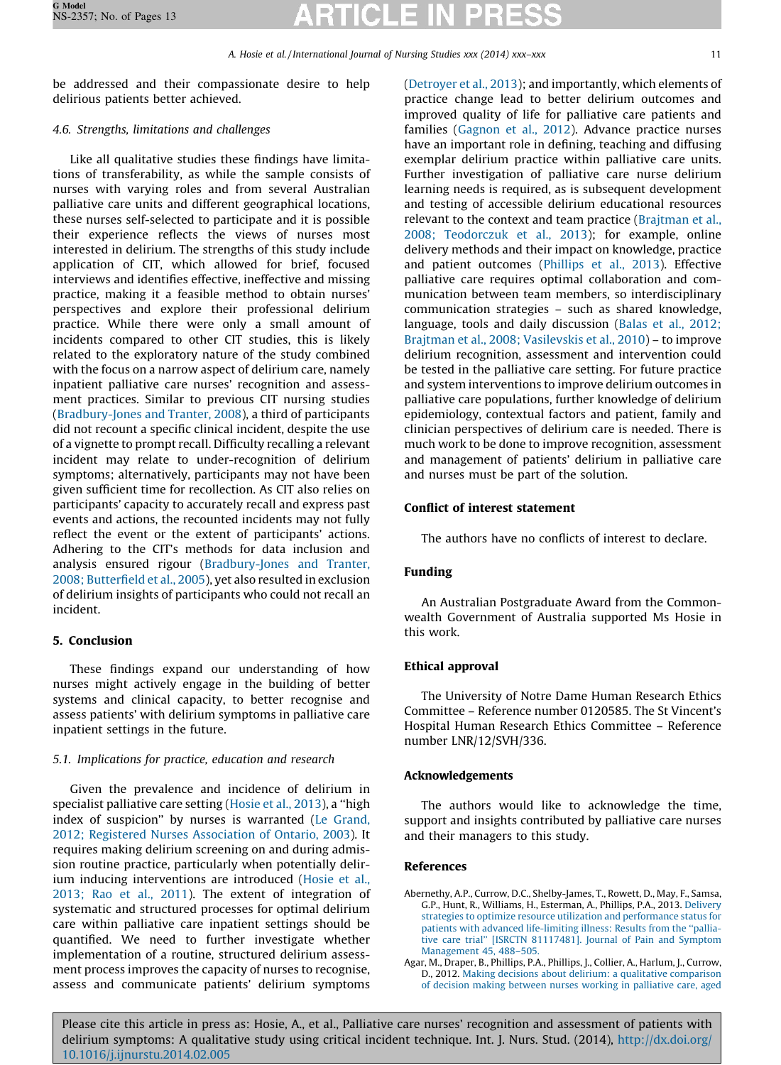be addressed and their compassionate desire to help delirious patients better achieved.

### 4.6. Strengths, limitations and challenges

Like all qualitative studies these findings have limitations of transferability, as while the sample consists of nurses with varying roles and from several Australian palliative care units and different geographical locations, these nurses self-selected to participate and it is possible their experience reflects the views of nurses most interested in delirium. The strengths of this study include application of CIT, which allowed for brief, focused interviews and identifies effective, ineffective and missing practice, making it a feasible method to obtain nurses' perspectives and explore their professional delirium practice. While there were only a small amount of incidents compared to other CIT studies, this is likely related to the exploratory nature of the study combined with the focus on a narrow aspect of delirium care, namely inpatient palliative care nurses' recognition and assessment practices. Similar to previous CIT nursing studies (Bradbury-Jones and Tranter, 2008), a third of participants did not recount a specific clinical incident, despite the use of a vignette to prompt recall. Difficulty recalling a relevant incident may relate to under-recognition of delirium symptoms; alternatively, participants may not have been given sufficient time for recollection. As CIT also relies on participants' capacity to accurately recall and express past events and actions, the recounted incidents may not fully reflect the event or the extent of participants' actions. Adhering to the CIT's methods for data inclusion and analysis ensured rigour (Bradbury-Jones and Tranter, 2008; Butterfield et al., 2005), yet also resulted in exclusion of delirium insights of participants who could not recall an incident.

## 5. Conclusion

These findings expand our understanding of how nurses might actively engage in the building of better systems and clinical capacity, to better recognise and assess patients' with delirium symptoms in palliative care inpatient settings in the future.

### 5.1. Implications for practice, education and research

Given the prevalence and incidence of delirium in specialist palliative care setting (Hosie et al., 2013), a "high index of suspicion" by nurses is warranted (Le Grand, 2012; Registered Nurses Association of Ontario, 2003). It requires making delirium screening on and during admission routine practice, particularly when potentially delirium inducing interventions are introduced (Hosie et al., 2013; Rao et al., 2011). The extent of integration of systematic and structured processes for optimal delirium care within palliative care inpatient settings should be quantified. We need to further investigate whether implementation of a routine, structured delirium assessment process improves the capacity of nurses to recognise, assess and communicate patients' delirium symptoms (Detroyer et al., 2013); and importantly, which elements of practice change lead to better delirium outcomes and improved quality of life for palliative care patients and families (Gagnon et al., 2012). Advance practice nurses have an important role in defining, teaching and diffusing exemplar delirium practice within palliative care units. Further investigation of palliative care nurse delirium learning needs is required, as is subsequent development and testing of accessible delirium educational resources relevant to the context and team practice (Brajtman et al., 2008; Teodorczuk et al., 2013); for example, online delivery methods and their impact on knowledge, practice and patient outcomes (Phillips et al., 2013). Effective palliative care requires optimal collaboration and communication between team members, so interdisciplinary communication strategies – such as shared knowledge, language, tools and daily discussion (Balas et al., 2012; Brajtman et al., 2008; Vasilevskis et al., 2010) – to improve delirium recognition, assessment and intervention could be tested in the palliative care setting. For future practice and system interventions to improve delirium outcomes in palliative care populations, further knowledge of delirium epidemiology, contextual factors and patient, family and clinician perspectives of delirium care is needed. There is much work to be done to improve recognition, assessment and management of patients' delirium in palliative care and nurses must be part of the solution.

## Conflict of interest statement

The authors have no conflicts of interest to declare.

## Funding

An Australian Postgraduate Award from the Commonwealth Government of Australia supported Ms Hosie in this work.

## Ethical approval

The University of Notre Dame Human Research Ethics Committee – Reference number 0120585. The St Vincent's Hospital Human Research Ethics Committee – Reference number LNR/12/SVH/336.

## Acknowledgements

The authors would like to acknowledge the time, support and insights contributed by palliative care nurses and their managers to this study.

## References

Abernethy, A.P., Currow, D.C., Shelby-James, T., Rowett, D., May, F., Samsa, G.P., Hunt, R., Williams, H., Esterman, A., Phillips, P.A., 2013. Delivery strategies to optimize resource utilization and performance status for patients with advanced life-limiting illness: Results from the "palliative care trial" [ISRCTN 81117481]. Journal of Pain and Symptom Management 45, 488–505.

Agar, M., Draper, B., Phillips, P.A., Phillips, J., Collier, A., Harlum, J., Currow, D., 2012. Making decisions about delirium: a qualitative comparison of decision making between nurses working in palliative care, aged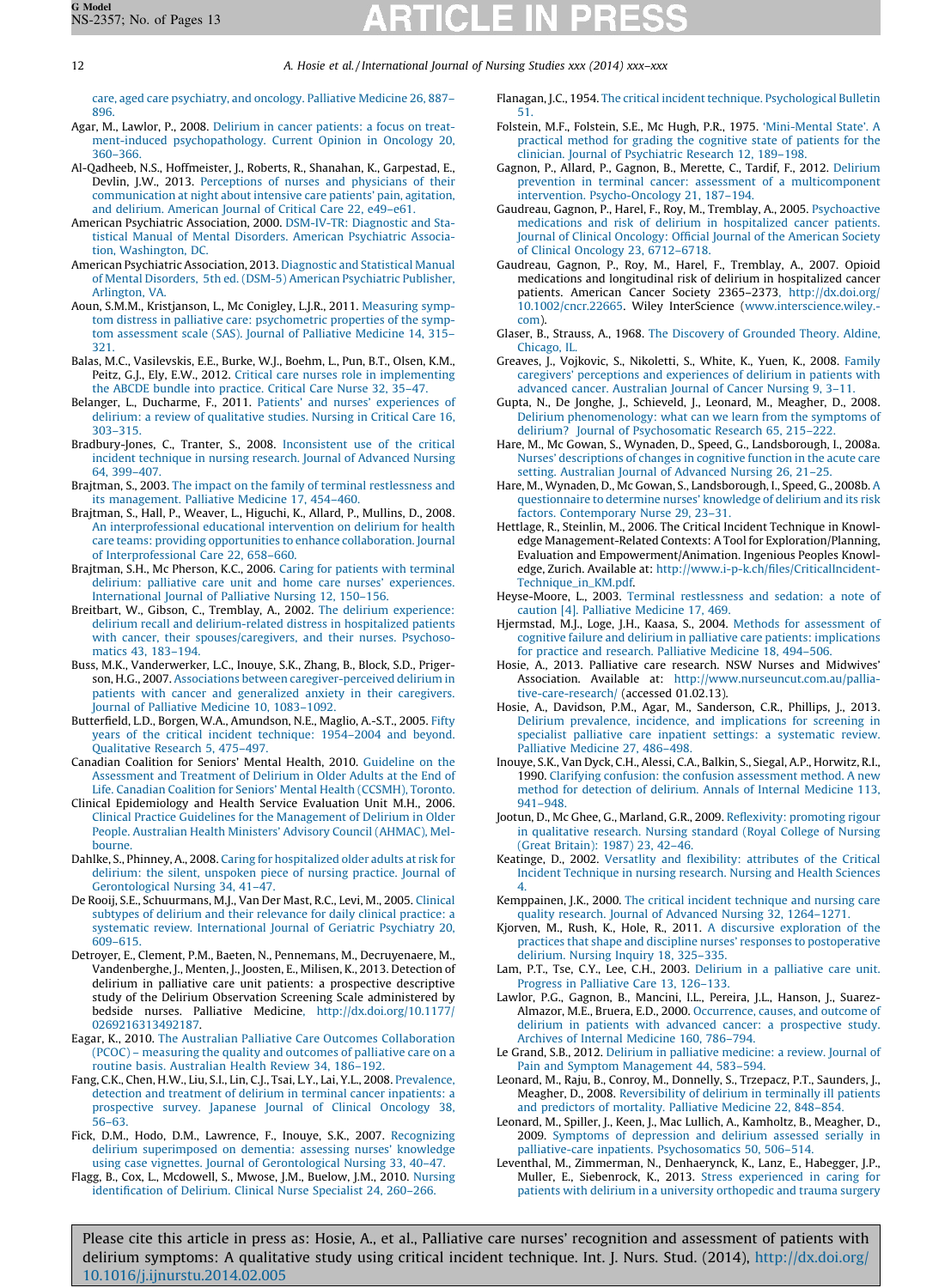care, aged care psychiatry, and oncology. Palliative Medicine 26, 887–896.

Agar, M., Lawlor, P., 2008. Delirium in cancer patients: a focus on treatment-induced psychopathology. Current Opinion in Oncology 20, 360–366.

Al-Qadheeb, N.S., Hoffmeister, J., Roberts, R., Shanahan, K., Garpestad, E., Devlin, J.W., 2013. Perceptions of nurses and physicians of their communication at night about intensive care patients' pain, agitation, and delirium. American Journal of Critical Care 22, e49–e61.

American Psychiatric Association, 2000. DSM-IV-TR: Diagnostic and Statistical Manual of Mental Disorders. American Psychiatric Association, Washington, DC.

American Psychiatric Association, 2013. Diagnostic and Statistical Manual of Mental Disorders, 5th ed. (DSM-5) American Psychiatric Publisher, Arlington, VA.

Aoun, S.M.M., Kristjanson, L., Mc Conigley, L.J.R., 2011. Measuring symptom distress in palliative care: psychometric properties of the symptom assessment scale (SAS). Journal of Palliative Medicine 14, 315–321.

Balas, M.C., Vasilevskis, E.E., Burke, W.J., Boehm, L., Pun, B.T., Olsen, K.M., Peitz, G.J., Ely, E.W., 2012. Critical care nurses role in implementing the ABCDE bundle into practice. Critical Care Nurse 32, 35–47.

Belanger, L., Ducharme, F., 2011. Patients' and nurses' experiences of delirium: a review of qualitative studies. Nursing in Critical Care 16, 303–315.

Bradbury-Jones, C., Tranter, S., 2008. Inconsistent use of the critical incident technique in nursing research. Journal of Advanced Nursing 64, 399–407.

Brajtman, S., 2003. The impact on the family of terminal restlessness and its management. Palliative Medicine 17, 454–460.

Brajtman, S., Hall, P., Weaver, L., Higuchi, K., Allard, P., Mullins, D., 2008. An interprofessional educational intervention on delirium for health care teams: providing opportunities to enhance collaboration. Journal of Interprofessional Care 22, 658–660.

Brajtman, S.H., Mc Pherson, K.C., 2006. Caring for patients with terminal delirium: palliative care unit and home care nurses' experiences. International Journal of Palliative Nursing 12, 150–156.

Breitbart, W., Gibson, C., Tremblay, A., 2002. The delirium experience: delirium recall and delirium-related distress in hospitalized patients with cancer, their spouses/caregivers, and their nurses. Psychosomatics 43, 183–194.

Buss, M.K., Vanderwerker, L.C., Inouye, S.K., Zhang, B., Block, S.D., Prigerson, H.G., 2007. Associations between caregiver-perceived delirium in patients with cancer and generalized anxiety in their caregivers. Journal of Palliative Medicine 10, 1083–1092.

Butterfield, L.D., Borgen, W.A., Amundson, N.E., Maglio, A.-S.T., 2005. Fifty years of the critical incident technique: 1954–2004 and beyond. Qualitative Research 5, 475–497.

Canadian Coalition for Seniors' Mental Health, 2010. Guideline on the Assessment and Treatment of Delirium in Older Adults at the End of Life. Canadian Coalition for Seniors' Mental Health (CCSMH), Toronto.

Clinical Epidemiology and Health Service Evaluation Unit M.H., 2006. Clinical Practice Guidelines for the Management of Delirium in Older People. Australian Health Ministers' Advisory Council (AHMAC), Melbourne.

Dahlke, S., Phinney, A., 2008. Caring for hospitalized older adults at risk for delirium: the silent, unspoken piece of nursing practice. Journal of Gerontological Nursing 34, 41–47.

De Rooij, S.E., Schuurmans, M.J., Van Der Mast, R.C., Levi, M., 2005. Clinical subtypes of delirium and their relevance for daily clinical practice: a systematic review. International Journal of Geriatric Psychiatry 20, 609–615.

Detroyer, E., Clement, P.M., Baeten, N., Pennemans, M., Decruyenaere, M., Vandenberghe, J., Menten, J., Joosten, E., Milisen, K., 2013. Detection of delirium in palliative care unit patients: a prospective descriptive study of the Delirium Observation Screening Scale administered by bedside nurses. Palliative Medicine, http://dx.doi.org/10.1177/0269216313492187.

Eagar, K., 2010. The Australian Palliative Care Outcomes Collaboration (PCOC) – measuring the quality and outcomes of palliative care on a routine basis. Australian Health Review 34, 186–192.

Fang, C.K., Chen, H.W., Liu, S.I., Lin, C.J., Tsai, L.Y., Lai, Y.L., 2008. Prevalence, detection and treatment of delirium in terminal cancer inpatients: a prospective survey. Japanese Journal of Clinical Oncology 38, 56–63.

Fick, D.M., Hodo, D.M., Lawrence, F., Inouye, S.K., 2007. Recognizing delirium superimposed on dementia: assessing nurses' knowledge using case vignettes. Journal of Gerontological Nursing 33, 40–47.

Flagg, B., Cox, L., Mcdowell, S., Mwose, J.M., Buelow, J.M., 2010. Nursing identification of Delirium. Clinical Nurse Specialist 24, 260–266.

Flanagan, J.C., 1954. The critical incident technique. Psychological Bulletin 51.

Folstein, M.F., Folstein, S.E., Mc Hugh, P.R., 1975. 'Mini-Mental State'. A practical method for grading the cognitive state of patients for the clinician. Journal of Psychiatric Research 12, 189–198.

Gagnon, P., Allard, P., Gagnon, B., Merette, C., Tardif, F., 2012. Delirium prevention in terminal cancer: assessment of a multicomponent intervention. Psycho-Oncology 21, 187–194.

Gaudreau, Gagnon, P., Harel, F., Roy, M., Tremblay, A., 2005. Psychoactive medications and risk of delirium in hospitalized cancer patients. Journal of Clinical Oncology: Official Journal of the American Society of Clinical Oncology 23, 6712–6718.

Gaudreau, Gagnon, P., Roy, M., Harel, F., Tremblay, A., 2007. Opioid medications and longitudinal risk of delirium in hospitalized cancer patients. American Cancer Society 2365–2373, http://dx.doi.org/10.1002/cncr.22665. Wiley InterScience (www.interscience.wiley.com).

Glaser, B., Strauss, A., 1968. The Discovery of Grounded Theory. Aldine, Chicago, IL.

Greaves, J., Vojkovic, S., Nikoletti, S., White, K., Yuen, K., 2008. Family caregivers' perceptions and experiences of delirium in patients with advanced cancer. Australian Journal of Cancer Nursing 9, 3–11.

Gupta, N., De Jonghe, J., Schieveld, J., Leonard, M., Meagher, D., 2008. Delirium phenomenology: what can we learn from the symptoms of delirium? Journal of Psychosomatic Research 65, 215–222.

Hare, M., Mc Gowan, S., Wynaden, D., Speed, G., Landsborough, I., 2008a. Nurses' descriptions of changes in cognitive function in the acute care setting. Australian Journal of Advanced Nursing 26, 21–25.

Hare, M., Wynaden, D., Mc Gowan, S., Landsborough, I., Speed, G., 2008b. A questionnaire to determine nurses' knowledge of delirium and its risk factors. Contemporary Nurse 29, 23–31.

Hettlage, R., Steinlin, M., 2006. The Critical Incident Technique in Knowledge Management-Related Contexts: A Tool for Exploration/Planning, Evaluation and Empowerment/Animation. Ingenious Peoples Knowledge, Zurich. Available at: http://www.i-p-k.ch/files/CriticalIncident-Technique_in_KM.pdf.

Heyse-Moore, L., 2003. Terminal restlessness and sedation: a note of caution [4]. Palliative Medicine 17, 469.

Hjermstad, M.J., Loge, J.H., Kaasa, S., 2004. Methods for assessment of cognitive failure and delirium in palliative care patients: implications for practice and research. Palliative Medicine 18, 494–506.

Hosie, A., 2013. Palliative care research. NSW Nurses and Midwives' Association. Available at: http://www.nurseuncut.com.au/palliative-care-research/ (accessed 01.02.13).

Hosie, A., Davidson, P.M., Agar, M., Sanderson, C.R., Phillips, J., 2013. Delirium prevalence, incidence, and implications for screening in specialist palliative care inpatient settings: a systematic review. Palliative Medicine 27, 486–498.

Inouye, S.K., Van Dyck, C.H., Alessi, C.A., Balkin, S., Siegal, A.P., Horwitz, R.I., 1990. Clarifying confusion: the confusion assessment method. A new method for detection of delirium. Annals of Internal Medicine 113, 941–948.

Jootun, D., Mc Ghee, G., Marland, G.R., 2009. Reflexivity: promoting rigour in qualitative research. Nursing standard (Royal College of Nursing (Great Britain): 1987) 23, 42–46.

Keatinge, D., 2002. Versatility and flexibility: attributes of the Critical Incident Technique in nursing research. Nursing and Health Sciences 4.

Kemppainen, J.K., 2000. The critical incident technique and nursing care quality research. Journal of Advanced Nursing 32, 1264–1271.

Kjorven, M., Rush, K., Hole, R., 2011. A discursive exploration of the practices that shape and discipline nurses' responses to postoperative delirium. Nursing Inquiry 18, 325–335.

Lam, P.T., Tse, C.Y., Lee, C.H., 2003. Delirium in a palliative care unit. Progress in Palliative Care 13, 126–133.

Lawlor, P.G., Gagnon, B., Mancini, I.L., Pereira, J.L., Hanson, J., Suarez-Almazor, M.E., Bruera, E.D., 2000. Occurrence, causes, and outcome of delirium in patients with advanced cancer: a prospective study. Archives of Internal Medicine 160, 786–794.

Le Grand, S.B., 2012. Delirium in palliative medicine: a review. Journal of Pain and Symptom Management 44, 583–594.

Leonard, M., Raju, B., Conroy, M., Donnelly, S., Trzepacz, P.T., Saunders, J., Meagher, D., 2008. Reversibility of delirium in terminally ill patients and predictors of mortality. Palliative Medicine 22, 848–854.

Leonard, M., Spiller, J., Keen, J., Mac Lullich, A., Kamholtz, B., Meagher, D., 2009. Symptoms of depression and delirium assessed serially in palliative-care inpatients. Psychosomatics 50, 506–514.

Leventhal, M., Zimmerman, N., Denhaerynck, K., Lanz, E., Habegger, J.P., Muller, E., Siebenrock, K., 2013. Stress experienced in caring for patients with delirium in a university orthopedic and trauma surgery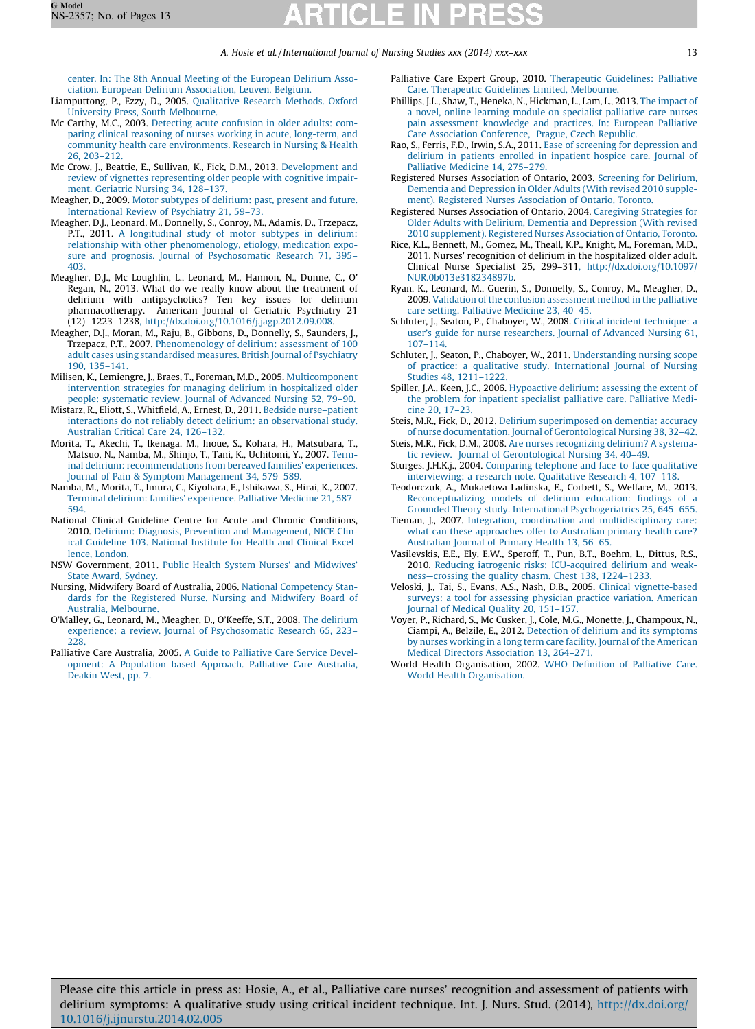center. In: The 8th Annual Meeting of the European Delirium Association. European Delirium Association, Leuven, Belgium.

Liamputtong, P., Ezzy, D., 2005. Qualitative Research Methods. Oxford University Press, South Melbourne.

Mc Carthy, M.C., 2003. Detecting acute confusion in older adults: comparing clinical reasoning of nurses working in acute, long-term, and community health care environments. Research in Nursing & Health 26, 203–212.

Mc Crow, J., Beattie, E., Sullivan, K., Fick, D.M., 2013. Development and review of vignettes representing older people with cognitive impairment. Geriatric Nursing 34, 128–137.

Meagher, D., 2009. Motor subtypes of delirium: past, present and future. International Review of Psychiatry 21, 59–73.

Meagher, D.J., Leonard, M., Donnelly, S., Conroy, M., Adamis, D., Trzepacz, P.T., 2011. A longitudinal study of motor subtypes in delirium: relationship with other phenomenology, etiology, medication exposure and prognosis. Journal of Psychosomatic Research 71, 395–403.

Meagher, D.J., Mc Loughlin, L., Leonard, M., Hannon, N., Dunne, C., O' Regan, N., 2013. What do we really know about the treatment of delirium with antipsychotics? Ten key issues for delirium pharmacotherapy. American Journal of Geriatric Psychiatry 21 (12) 1223–1238, http://dx.doi.org/10.1016/j.jagp.2012.09.008.

Meagher, D.J., Moran, M., Raju, B., Gibbons, D., Donnelly, S., Saunders, J., Trzepacz, P.T., 2007. Phenomenology of delirium: assessment of 100 adult cases using standardised measures. British Journal of Psychiatry 190, 135–141.

Milisen, K., Lemiengre, J., Braes, T., Foreman, M.D., 2005. Multicomponent intervention strategies for managing delirium in hospitalized older people: systematic review. Journal of Advanced Nursing 52, 79–90.

Mistarz, R., Eliott, S., Whitfield, A., Ernest, D., 2011. Bedside nurse–patient interactions do not reliably detect delirium: an observational study. Australian Critical Care 24, 126–132.

Morita, T., Akechi, T., Ikenaga, M., Inoue, S., Kohara, H., Matsubara, T., Matsuo, N., Namba, M., Shinjo, T., Tani, K., Uchitomi, Y., 2007. Terminal delirium: recommendations from bereaved families' experiences. Journal of Pain & Symptom Management 34, 579–589.

Namba, M., Morita, T., Imura, C., Kiyohara, E., Ishikawa, S., Hirai, K., 2007. Terminal delirium: families' experience. Palliative Medicine 21, 587–594.

National Clinical Guideline Centre for Acute and Chronic Conditions, 2010. Delirium: Diagnosis, Prevention and Management, NICE Clinical Guideline 103. National Institute for Health and Clinical Excellence, London.

NSW Government, 2011. Public Health System Nurses' and Midwives' State Award, Sydney.

Nursing, Midwifery Board of Australia, 2006. National Competency Standards for the Registered Nurse. Nursing and Midwifery Board of Australia, Melbourne.

O'Malley, G., Leonard, M., Meagher, D., O'Keeffe, S.T., 2008. The delirium experience: a review. Journal of Psychosomatic Research 65, 223–228.

Palliative Care Australia, 2005. A Guide to Palliative Care Service Development: A Population based Approach. Palliative Care Australia, Deakin West, pp. 7.

Palliative Care Expert Group, 2010. Therapeutic Guidelines: Palliative Care. Therapeutic Guidelines Limited, Melbourne.

Phillips, J.L., Shaw, T., Heneka, N., Hickman, L., Lam, L., 2013. The impact of a novel, online learning module on specialist palliative care nurses pain assessment knowledge and practices. In: European Palliative Care Association Conference, Prague, Czech Republic.

Rao, S., Ferris, F.D., Irwin, S.A., 2011. Ease of screening for depression and delirium in patients enrolled in inpatient hospice care. Journal of Palliative Medicine 14, 275–279.

Registered Nurses Association of Ontario, 2003. Screening for Delirium, Dementia and Depression in Older Adults (With revised 2010 supplement). Registered Nurses Association of Ontario, Toronto.

Registered Nurses Association of Ontario, 2004. Caregiving Strategies for Older Adults with Delirium, Dementia and Depression (With revised 2010 supplement). Registered Nurses Association of Ontario, Toronto.

Rice, K.L., Bennett, M., Gomez, M., Theall, K.P., Knight, M., Foreman, M.D., 2011. Nurses' recognition of delirium in the hospitalized older adult. Clinical Nurse Specialist 25, 299–311, http://dx.doi.org/10.1097/NUR.0b013e318234897b.

Ryan, K., Leonard, M., Guerin, S., Donnelly, S., Conroy, M., Meagher, D., 2009. Validation of the confusion assessment method in the palliative care setting. Palliative Medicine 23, 40–45.

Schluter, J., Seaton, P., Chaboyer, W., 2008. Critical incident technique: a user's guide for nurse researchers. Journal of Advanced Nursing 61, 107–114.

Schluter, J., Seaton, P., Chaboyer, W., 2011. Understanding nursing scope of practice: a qualitative study. International Journal of Nursing Studies 48, 1211–1222.

Spiller, J.A., Keen, J.C., 2006. Hypoactive delirium: assessing the extent of the problem for inpatient specialist palliative care. Palliative Medicine 20, 17–23.

Steis, M.R., Fick, D., 2012. Delirium superimposed on dementia: accuracy of nurse documentation. Journal of Gerontological Nursing 38, 32–42.

Steis, M.R., Fick, D.M., 2008. Are nurses recognizing delirium? A systematic review. Journal of Gerontological Nursing 34, 40–49.

Sturges, J.H.K.j., 2004. Comparing telephone and face-to-face qualitative interviewing: a research note. Qualitative Research 4, 107–118.

Teodorczuk, A., Mukaetova-Ladinska, E., Corbett, S., Welfare, M., 2013. Reconceptualizing models of delirium education: findings of a Grounded Theory study. International Psychogeriatrics 25, 645–655.

Tieman, J., 2007. Integration, coordination and multidisciplinary care: what can these approaches offer to Australian primary health care? Australian Journal of Primary Health 13, 56–65.

Vasilevskis, E.E., Ely, E.W., Speroff, T., Pun, B.T., Boehm, L., Dittus, R.S., 2010. Reducing iatrogenic risks: ICU-acquired delirium and weakness—crossing the quality chasm. Chest 138, 1224–1233.

Veloski, J., Tai, S., Evans, A.S., Nash, D.B., 2005. Clinical vignette-based surveys: a tool for assessing physician practice variation. American Journal of Medical Quality 20, 151–157.

Voyer, P., Richard, S., Mc Cusker, J., Cole, M.G., Monette, J., Champoux, N., Ciampi, A., Belzile, E., 2012. Detection of delirium and its symptoms by nurses working in a long term care facility. Journal of the American Medical Directors Association 13, 264–271.

World Health Organisation, 2002. WHO Definition of Palliative Care. World Health Organisation.

Please cite this article in press as: Hosie, A., et al., Palliative care nurses' recognition and assessment of patients with delirium symptoms: A qualitative study using critical incident technique. Int. J. Nurs. Stud. (2014), http://dx.doi.org/10.1016/j.ijnurstu.2014.02.005